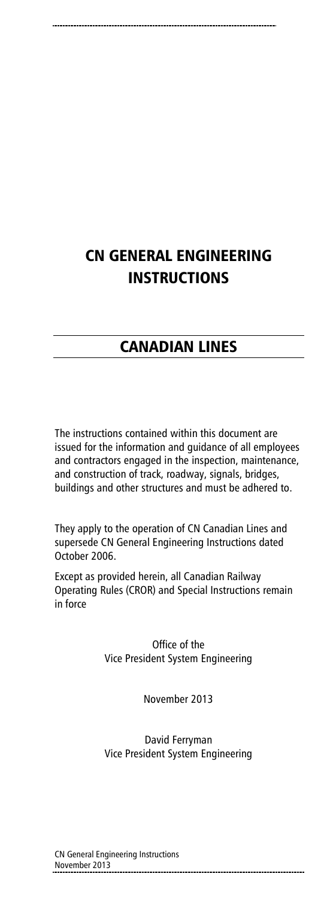# CN GENERAL ENGINEERING INSTRUCTIONS

## CANADIAN LINES

The instructions contained within this document are issued for the information and guidance of all employees and contractors engaged in the inspection, maintenance, and construction of track, roadway, signals, bridges, buildings and other structures and must be adhered to.

They apply to the operation of CN Canadian Lines and supersede CN General Engineering Instructions dated October 2006.

Except as provided herein, all Canadian Railway Operating Rules (CROR) and Special Instructions remain in force

Office of the
Vice President System Engineering

November 2013

David Ferryman
Vice President System Engineering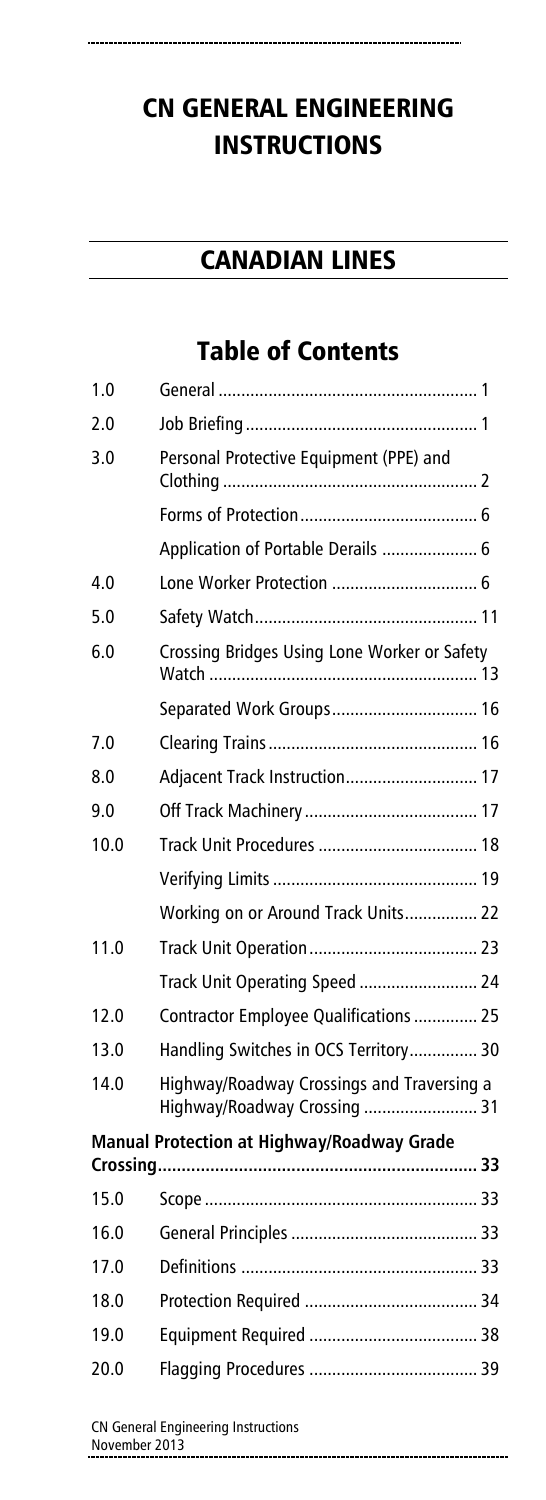# CN GENERAL ENGINEERING INSTRUCTIONS

## CANADIAN LINES

## Table of Contents

| | | |
|---|---|---|
| 1.0 | General | 1 |
| 2.0 | Job Briefing | 1 |
| 3.0 | Personal Protective Equipment (PPE) and Clothing | 2 |
| | Forms of Protection | 6 |
| | Application of Portable Derails | 6 |
| 4.0 | Lone Worker Protection | 6 |
| 5.0 | Safety Watch | 11 |
| 6.0 | Crossing Bridges Using Lone Worker or Safety Watch | 13 |
| | Separated Work Groups | 16 |
| 7.0 | Clearing Trains | 16 |
| 8.0 | Adjacent Track Instruction | 17 |
| 9.0 | Off Track Machinery | 17 |
| 10.0 | Track Unit Procedures | 18 |
| | Verifying Limits | 19 |
| | Working on or Around Track Units | 22 |
| 11.0 | Track Unit Operation | 23 |
| | Track Unit Operating Speed | 24 |
| 12.0 | Contractor Employee Qualifications | 25 |
| 13.0 | Handling Switches in OCS Territory | 30 |
| 14.0 | Highway/Roadway Crossings and Traversing a Highway/Roadway Crossing | 31 |
| **Manual Protection at Highway/Roadway Grade Crossing** | | **33** |
| 15.0 | Scope | 33 |
| 16.0 | General Principles | 33 |
| 17.0 | Definitions | 33 |
| 18.0 | Protection Required | 34 |
| 19.0 | Equipment Required | 38 |
| 20.0 | Flagging Procedures | 39 |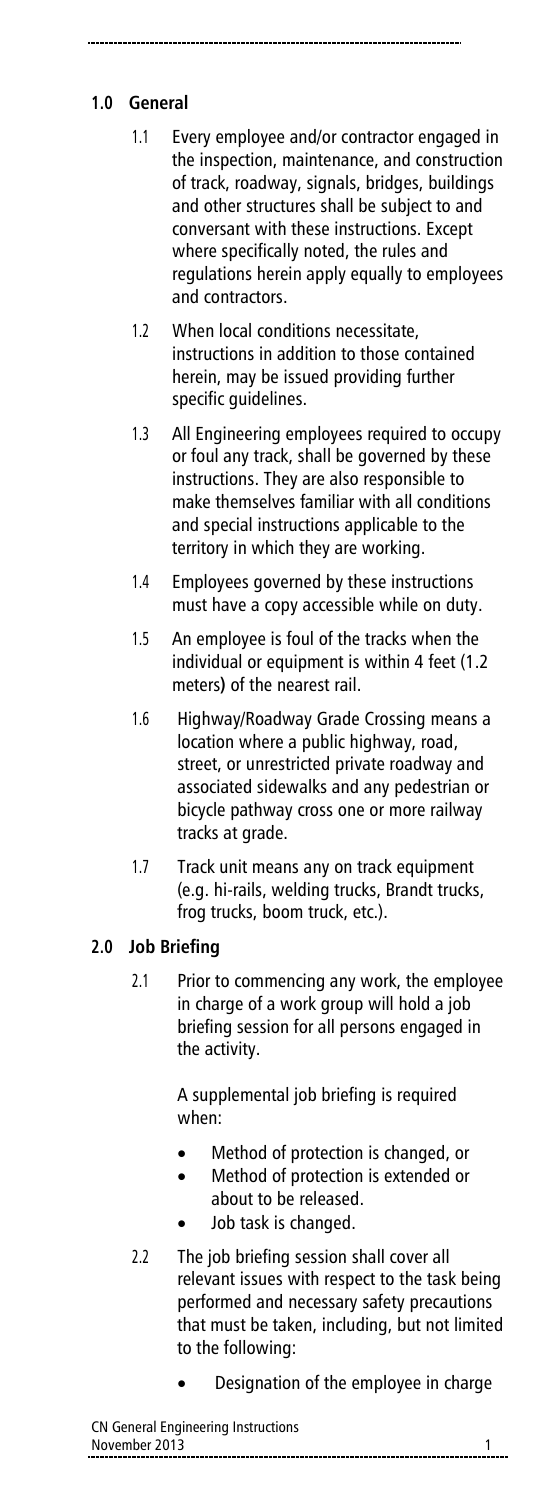## 1.0 General

1.1 Every employee and/or contractor engaged in the inspection, maintenance, and construction of track, roadway, signals, bridges, buildings and other structures shall be subject to and conversant with these instructions. Except where specifically noted, the rules and regulations herein apply equally to employees and contractors.

1.2 When local conditions necessitate, instructions in addition to those contained herein, may be issued providing further specific guidelines.

1.3 All Engineering employees required to occupy or foul any track, shall be governed by these instructions. They are also responsible to make themselves familiar with all conditions and special instructions applicable to the territory in which they are working.

1.4 Employees governed by these instructions must have a copy accessible while on duty.

1.5 An employee is foul of the tracks when the individual or equipment is within 4 feet (1.2 meters) of the nearest rail.

1.6 Highway/Roadway Grade Crossing means a location where a public highway, road, street, or unrestricted private roadway and associated sidewalks and any pedestrian or bicycle pathway cross one or more railway tracks at grade.

1.7 Track unit means any on track equipment (e.g. hi-rails, welding trucks, Brandt trucks, frog trucks, boom truck, etc.).

## 2.0 Job Briefing

2.1 Prior to commencing any work, the employee in charge of a work group will hold a job briefing session for all persons engaged in the activity.

A supplemental job briefing is required when:

- Method of protection is changed, or
- Method of protection is extended or about to be released.
- Job task is changed.

2.2 The job briefing session shall cover all relevant issues with respect to the task being performed and necessary safety precautions that must be taken, including, but not limited to the following:

- Designation of the employee in charge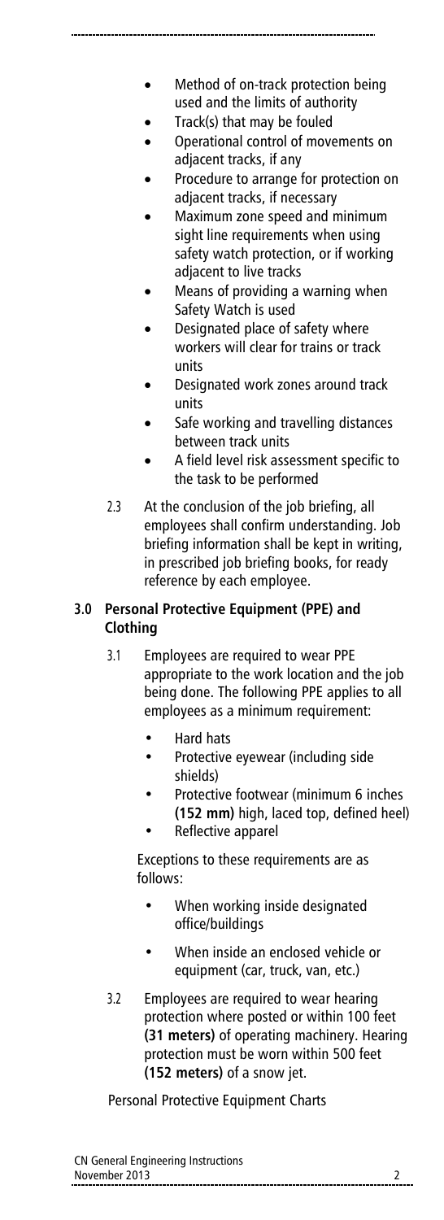- Method of on-track protection being used and the limits of authority
- Track(s) that may be fouled
- Operational control of movements on adjacent tracks, if any
- Procedure to arrange for protection on adjacent tracks, if necessary
- Maximum zone speed and minimum sight line requirements when using safety watch protection, or if working adjacent to live tracks
- Means of providing a warning when Safety Watch is used
- Designated place of safety where workers will clear for trains or track units
- Designated work zones around track units
- Safe working and travelling distances between track units
- A field level risk assessment specific to the task to be performed

2.3 At the conclusion of the job briefing, all employees shall confirm understanding. Job briefing information shall be kept in writing, in prescribed job briefing books, for ready reference by each employee.

## 3.0 Personal Protective Equipment (PPE) and Clothing

3.1 Employees are required to wear PPE appropriate to the work location and the job being done. The following PPE applies to all employees as a minimum requirement:

- Hard hats
- Protective eyewear (including side shields)
- Protective footwear (minimum 6 inches **(152 mm)** high, laced top, defined heel)
- Reflective apparel

Exceptions to these requirements are as follows:

- When working inside designated office/buildings
- When inside an enclosed vehicle or equipment (car, truck, van, etc.)

3.2 Employees are required to wear hearing protection where posted or within 100 feet **(31 meters)** of operating machinery. Hearing protection must be worn within 500 feet **(152 meters)** of a snow jet.

Personal Protective Equipment Charts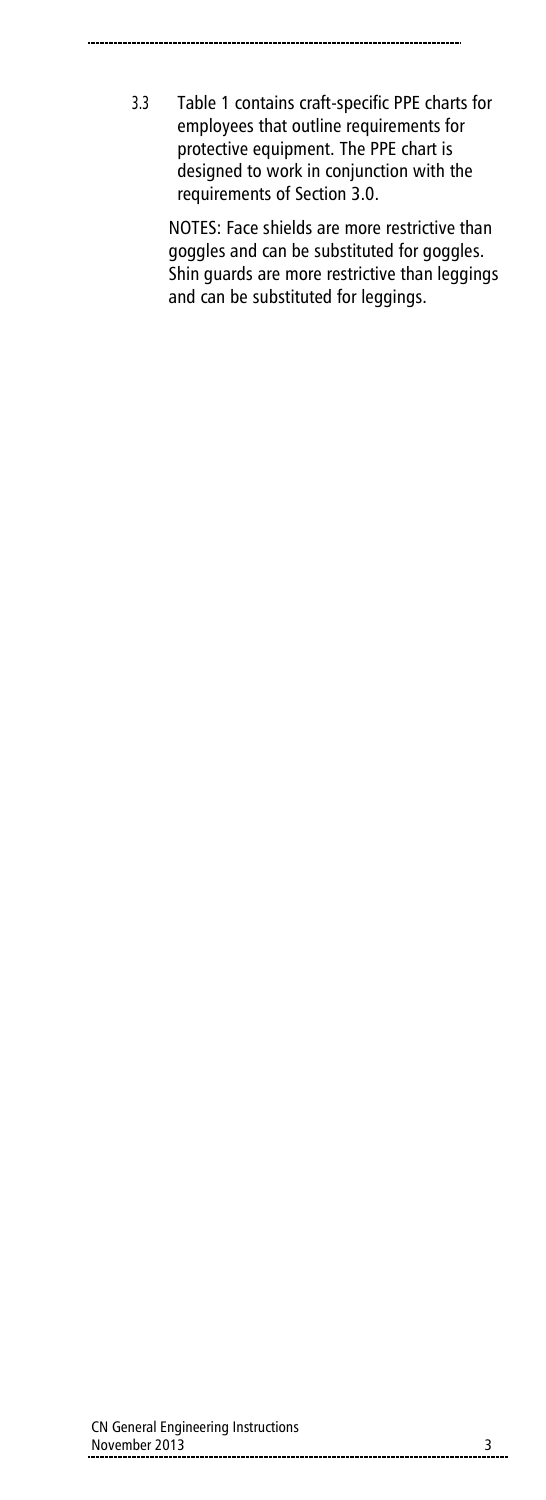3.3 Table 1 contains craft-specific PPE charts for employees that outline requirements for protective equipment. The PPE chart is designed to work in conjunction with the requirements of Section 3.0.

NOTES: Face shields are more restrictive than goggles and can be substituted for goggles. Shin guards are more restrictive than leggings and can be substituted for leggings.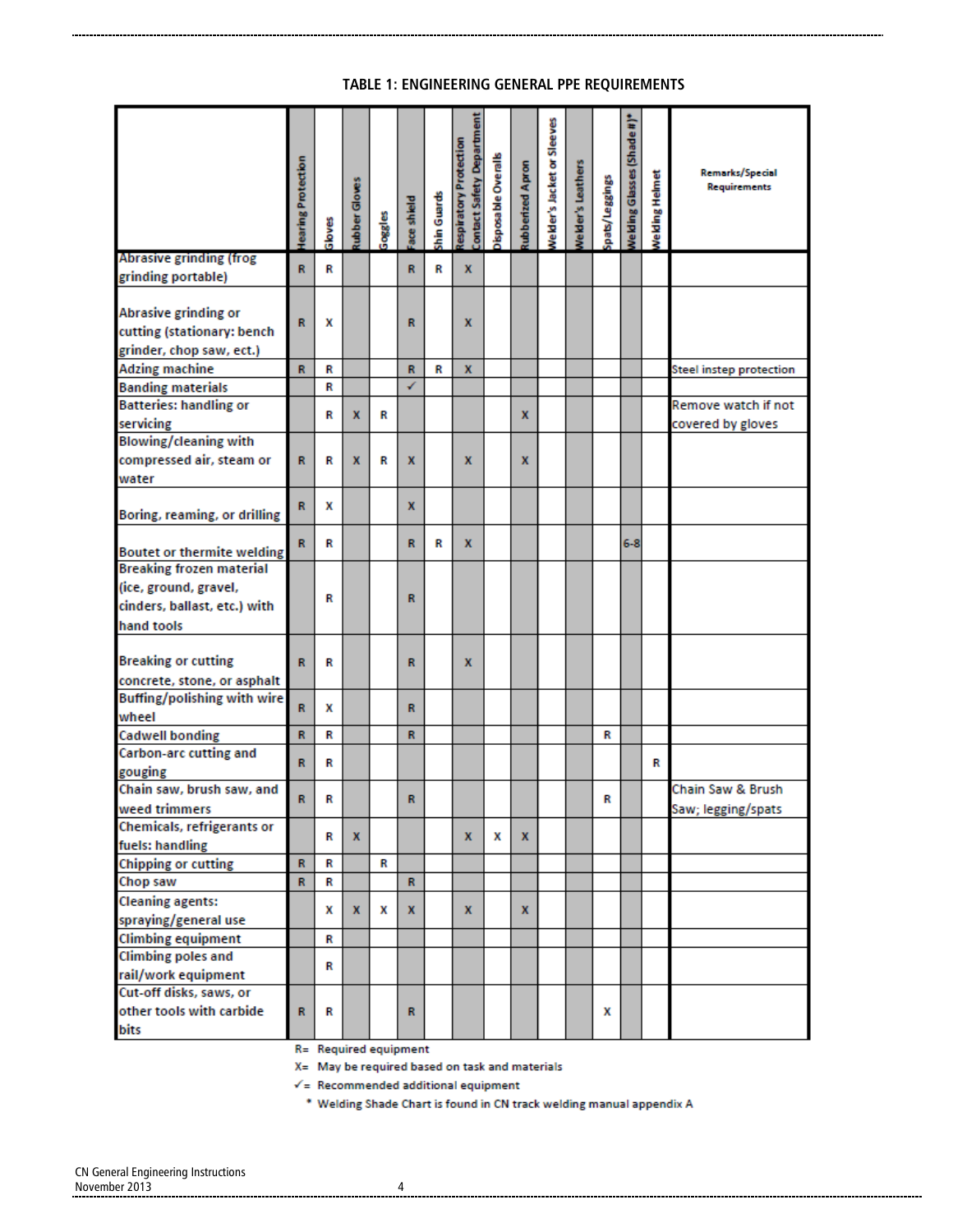**TABLE 1: ENGINEERING GENERAL PPE REQUIREMENTS**

| | Hearing Protection | Gloves | Rubber Gloves | Goggles | Face shield | Shin Guards | Respiratory Protection Contact Safety Department | Disposable Overalls | Rubberized Apron | Welder's Jacket or Sleeves | Welder's Leathers | Spats/Leggings | Welding Glasses (Shade #)* | Welding Helmet | Remarks/Special Requirements |
|---|---|---|---|---|---|---|---|---|---|---|---|---|---|---|---|
| Abrasive grinding (frog grinding portable) | R | R | | | R | R | X | | | | | | | | |
| Abrasive grinding or cutting (stationary: bench grinder, chop saw, ect.) | R | X | | | R | | X | | | | | | | | |
| Adzing machine | R | R | | | R | R | X | | | | | | | | Steel instep protection |
| Banding materials | | R | | | ✓ | | | | | | | | | | |
| Batteries: handling or servicing | | R | X | R | | | | | X | | | | | | Remove watch if not covered by gloves |
| Blowing/cleaning with compressed air, steam or water | R | R | X | R | X | | X | | X | | | | | | |
| Boring, reaming, or drilling | R | X | | | X | | | | | | | | | | |
| Boutet or thermite welding | R | R | | | R | R | X | | | | | | 6-8 | | |
| Breaking frozen material (ice, ground, gravel, cinders, ballast, etc.) with hand tools | | R | | | R | | | | | | | | | | |
| Breaking or cutting concrete, stone, or asphalt | R | R | | | R | | X | | | | | | | | |
| Buffing/polishing with wire wheel | R | X | | | R | | | | | | | | | | |
| Cadwell bonding | R | R | | | R | | | | | | | R | | | |
| Carbon-arc cutting and gouging | R | R | | | | | | | | | | | | R | |
| Chain saw, brush saw, and weed trimmers | R | R | | | R | | | | | | | R | | | Chain Saw & Brush Saw; legging/spats |
| Chemicals, refrigerants or fuels: handling | | R | X | | | | X | X | X | | | | | | |
| Chipping or cutting | R | R | | R | | | | | | | | | | | |
| Chop saw | R | R | | | R | | | | | | | | | | |
| Cleaning agents: spraying/general use | | X | X | X | X | | X | | X | | | | | | |
| Climbing equipment | | R | | | | | | | | | | | | | |
| Climbing poles and rail/work equipment | | R | | | | | | | | | | | | | |
| Cut-off disks, saws, or other tools with carbide bits | R | R | | | R | | | | | | | X | | | |

R= Required equipment

X= May be required based on task and materials

✓= Recommended additional equipment

\* Welding Shade Chart is found in CN track welding manual appendix A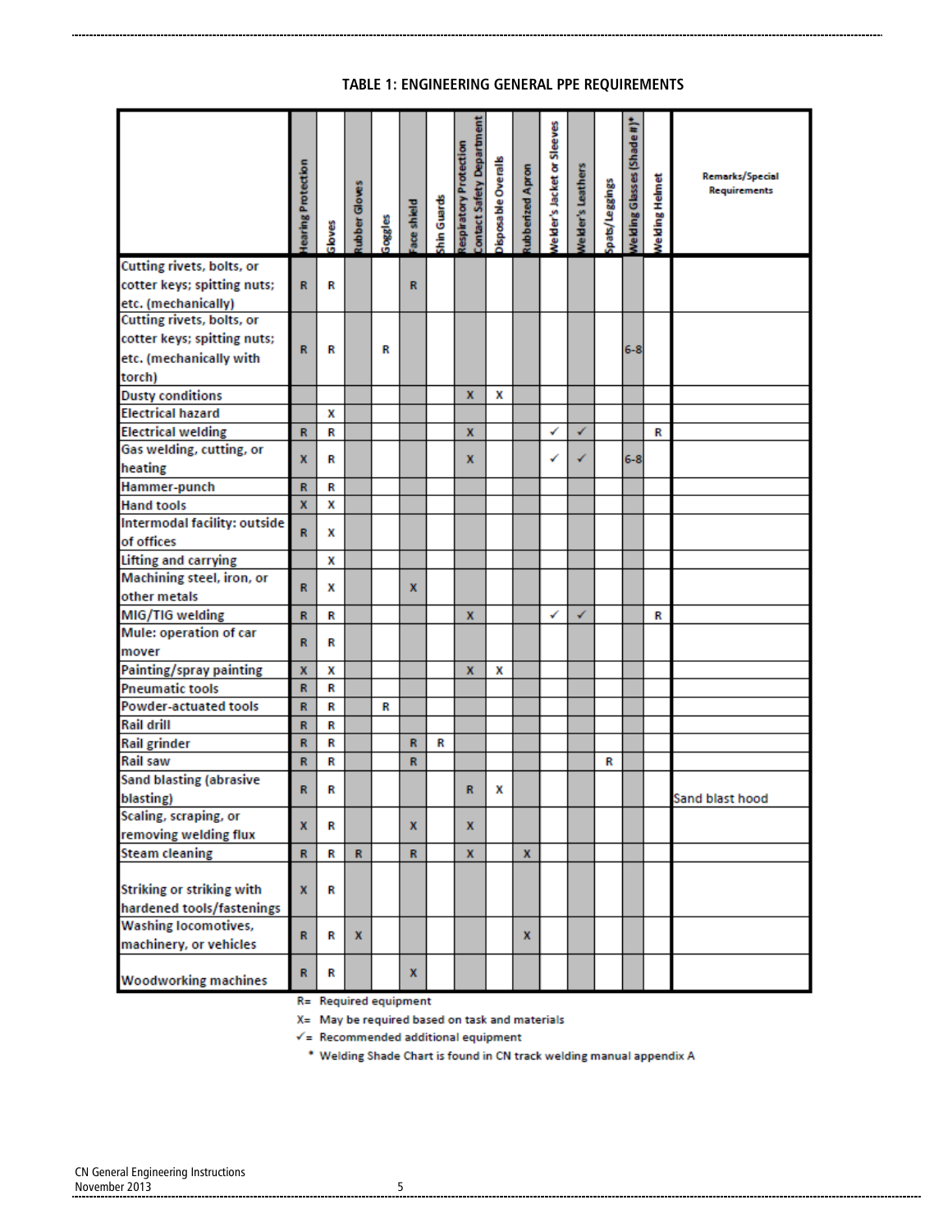## TABLE 1: ENGINEERING GENERAL PPE REQUIREMENTS

| | Hearing Protection | Gloves | Rubber Gloves | Goggles | Face shield | Shin Guards | Respiratory Protection Contact Safety Department | Disposable Overalls | Rubberized Apron | Welder's Jacket or Sleeves | Welder's Leathers | Spats/Leggings | Welding Glasses (Shade #)* | Welding Helmet | Remarks/Special Requirements |
|---|---|---|---|---|---|---|---|---|---|---|---|---|---|---|---|
| Cutting rivets, bolts, or cotter keys; spitting nuts; etc. (mechanically) | R | R | | | R | | | | | | | | | | |
| Cutting rivets, bolts, or cotter keys; spitting nuts; etc. (mechanically with torch) | R | R | | R | | | | | | | | | 6-8 | | |
| Dusty conditions | | | | | | | X | X | | | | | | | |
| Electrical hazard | | X | | | | | | | | | | | | | |
| Electrical welding | R | R | | | | | X | | | ✓ | ✓ | | | R | |
| Gas welding, cutting, or heating | X | R | | | | | X | | | ✓ | ✓ | | 6-8 | | |
| Hammer-punch | R | R | | | | | | | | | | | | | |
| Hand tools | X | X | | | | | | | | | | | | | |
| Intermodal facility: outside of offices | R | X | | | | | | | | | | | | | |
| Lifting and carrying | | X | | | | | | | | | | | | | |
| Machining steel, iron, or other metals | R | X | | | X | | | | | | | | | | |
| MIG/TIG welding | R | R | | | | | X | | | ✓ | ✓ | | | R | |
| Mule: operation of car mover | R | R | | | | | | | | | | | | | |
| Painting/spray painting | X | X | | | | | X | X | | | | | | | |
| Pneumatic tools | R | R | | | | | | | | | | | | | |
| Powder-actuated tools | R | R | | R | | | | | | | | | | | |
| Rail drill | R | R | | | | | | | | | | | | | |
| Rail grinder | R | R | | | R | R | | | | | | | | | |
| Rail saw | R | R | | | R | | | | | | | R | | | |
| Sand blasting (abrasive blasting) | R | R | | | | | R | X | | | | | | | Sand blast hood |
| Scaling, scraping, or removing welding flux | X | R | | | X | | X | | | | | | | | |
| Steam cleaning | R | R | R | | R | | X | | X | | | | | | |
| Striking or striking with hardened tools/fastenings | X | R | | | | | | | | | | | | | |
| Washing locomotives, machinery, or vehicles | R | R | X | | | | | | X | | | | | | |
| Woodworking machines | R | R | | | X | | | | | | | | | | |

R= Required equipment

X= May be required based on task and materials

✓= Recommended additional equipment

\* Welding Shade Chart is found in CN track welding manual appendix A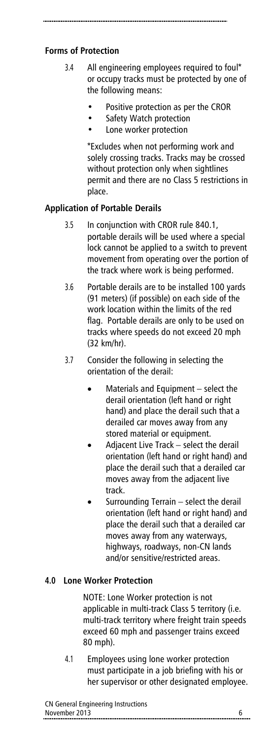**Forms of Protection**

3.4 All engineering employees required to foul* or occupy tracks must be protected by one of the following means:

- Positive protection as per the CROR
- Safety Watch protection
- Lone worker protection

*Excludes when not performing work and solely crossing tracks. Tracks may be crossed without protection only when sightlines permit and there are no Class 5 restrictions in place.

**Application of Portable Derails**

3.5 In conjunction with CROR rule 840.1, portable derails will be used where a special lock cannot be applied to a switch to prevent movement from operating over the portion of the track where work is being performed.

3.6 Portable derails are to be installed 100 yards (91 meters) (if possible) on each side of the work location within the limits of the red flag. Portable derails are only to be used on tracks where speeds do not exceed 20 mph (32 km/hr).

3.7 Consider the following in selecting the orientation of the derail:

- Materials and Equipment – select the derail orientation (left hand or right hand) and place the derail such that a derailed car moves away from any stored material or equipment.
- Adjacent Live Track – select the derail orientation (left hand or right hand) and place the derail such that a derailed car moves away from the adjacent live track.
- Surrounding Terrain – select the derail orientation (left hand or right hand) and place the derail such that a derailed car moves away from any waterways, highways, roadways, non-CN lands and/or sensitive/restricted areas.

**4.0 Lone Worker Protection**

NOTE: Lone Worker protection is not applicable in multi-track Class 5 territory (i.e. multi-track territory where freight train speeds exceed 60 mph and passenger trains exceed 80 mph).

4.1 Employees using lone worker protection must participate in a job briefing with his or her supervisor or other designated employee.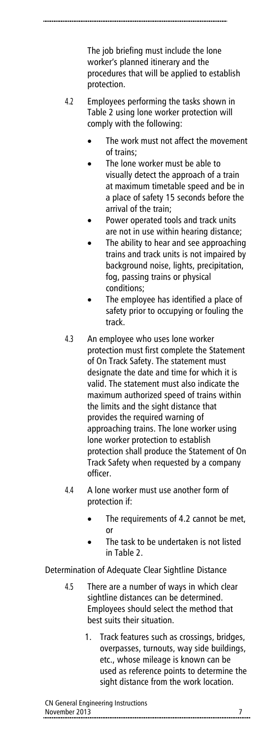The job briefing must include the lone worker's planned itinerary and the procedures that will be applied to establish protection.

4.2 Employees performing the tasks shown in Table 2 using lone worker protection will comply with the following:

- The work must not affect the movement of trains;
- The lone worker must be able to visually detect the approach of a train at maximum timetable speed and be in a place of safety 15 seconds before the arrival of the train;
- Power operated tools and track units are not in use within hearing distance;
- The ability to hear and see approaching trains and track units is not impaired by background noise, lights, precipitation, fog, passing trains or physical conditions;
- The employee has identified a place of safety prior to occupying or fouling the track.

4.3 An employee who uses lone worker protection must first complete the Statement of On Track Safety. The statement must designate the date and time for which it is valid. The statement must also indicate the maximum authorized speed of trains within the limits and the sight distance that provides the required warning of approaching trains. The lone worker using lone worker protection to establish protection shall produce the Statement of On Track Safety when requested by a company officer.

4.4 A lone worker must use another form of protection if:

- The requirements of 4.2 cannot be met, or
- The task to be undertaken is not listed in Table 2.

Determination of Adequate Clear Sightline Distance

4.5 There are a number of ways in which clear sightline distances can be determined. Employees should select the method that best suits their situation.

1. Track features such as crossings, bridges, overpasses, turnouts, way side buildings, etc., whose mileage is known can be used as reference points to determine the sight distance from the work location.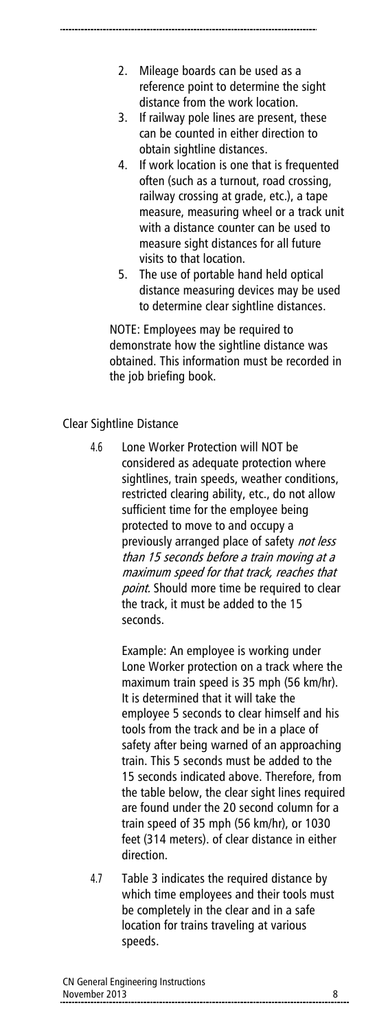2. Mileage boards can be used as a reference point to determine the sight distance from the work location.
3. If railway pole lines are present, these can be counted in either direction to obtain sightline distances.
4. If work location is one that is frequented often (such as a turnout, road crossing, railway crossing at grade, etc.), a tape measure, measuring wheel or a track unit with a distance counter can be used to measure sight distances for all future visits to that location.
5. The use of portable hand held optical distance measuring devices may be used to determine clear sightline distances.

NOTE: Employees may be required to demonstrate how the sightline distance was obtained. This information must be recorded in the job briefing book.

## Clear Sightline Distance

4.6 Lone Worker Protection will NOT be considered as adequate protection where sightlines, train speeds, weather conditions, restricted clearing ability, etc., do not allow sufficient time for the employee being protected to move to and occupy a previously arranged place of safety *not less than 15 seconds before a train moving at a maximum speed for that track, reaches that point*. Should more time be required to clear the track, it must be added to the 15 seconds.

Example: An employee is working under Lone Worker protection on a track where the maximum train speed is 35 mph (56 km/hr). It is determined that it will take the employee 5 seconds to clear himself and his tools from the track and be in a place of safety after being warned of an approaching train. This 5 seconds must be added to the 15 seconds indicated above. Therefore, from the table below, the clear sight lines required are found under the 20 second column for a train speed of 35 mph (56 km/hr), or 1030 feet (314 meters). of clear distance in either direction.

4.7 Table 3 indicates the required distance by which time employees and their tools must be completely in the clear and in a safe location for trains traveling at various speeds.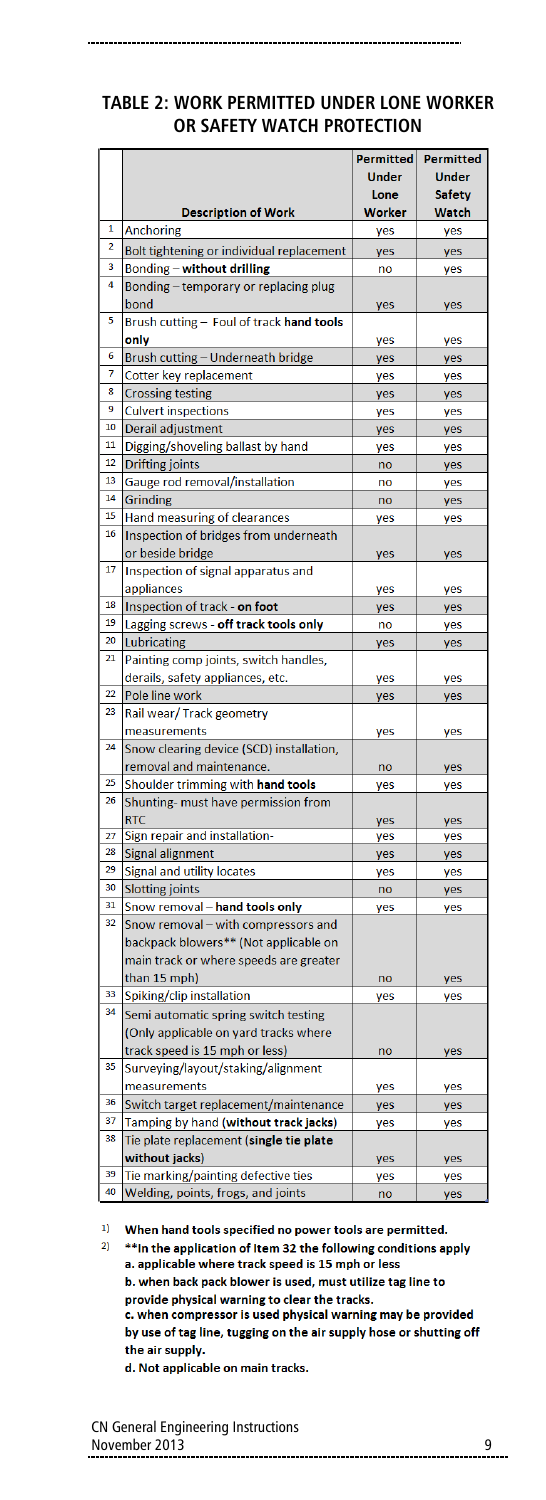## TABLE 2: WORK PERMITTED UNDER LONE WORKER OR SAFETY WATCH PROTECTION

| | Description of Work | Permitted Under Lone Worker | Permitted Under Safety Watch |
|---|---|---|---|
| 1 | Anchoring | yes | yes |
| 2 | Bolt tightening or individual replacement | yes | yes |
| 3 | Bonding – **without drilling** | no | yes |
| 4 | Bonding – temporary or replacing plug bond | yes | yes |
| 5 | Brush cutting – Foul of track **hand tools only** | yes | yes |
| 6 | Brush cutting – Underneath bridge | yes | yes |
| 7 | Cotter key replacement | yes | yes |
| 8 | Crossing testing | yes | yes |
| 9 | Culvert inspections | yes | yes |
| 10 | Derail adjustment | yes | yes |
| 11 | Digging/shoveling ballast by hand | yes | yes |
| 12 | Drifting joints | no | yes |
| 13 | Gauge rod removal/installation | no | yes |
| 14 | Grinding | no | yes |
| 15 | Hand measuring of clearances | yes | yes |
| 16 | Inspection of bridges from underneath or beside bridge | yes | yes |
| 17 | Inspection of signal apparatus and appliances | yes | yes |
| 18 | Inspection of track - **on foot** | yes | yes |
| 19 | Lagging screws - **off track tools only** | no | yes |
| 20 | Lubricating | yes | yes |
| 21 | Painting comp joints, switch handles, derails, safety appliances, etc. | yes | yes |
| 22 | Pole line work | yes | yes |
| 23 | Rail wear/ Track geometry measurements | yes | yes |
| 24 | Snow clearing device (SCD) installation, removal and maintenance. | no | yes |
| 25 | Shoulder trimming with **hand tools** | yes | yes |
| 26 | Shunting- must have permission from RTC | yes | yes |
| 27 | Sign repair and installation- | yes | yes |
| 28 | Signal alignment | yes | yes |
| 29 | Signal and utility locates | yes | yes |
| 30 | Slotting joints | no | yes |
| 31 | Snow removal – **hand tools only** | yes | yes |
| 32 | Snow removal – with compressors and backpack blowers** (Not applicable on main track or where speeds are greater than 15 mph) | no | yes |
| 33 | Spiking/clip installation | yes | yes |
| 34 | Semi automatic spring switch testing (Only applicable on yard tracks where track speed is 15 mph or less) | no | yes |
| 35 | Surveying/layout/staking/alignment measurements | yes | yes |
| 36 | Switch target replacement/maintenance | yes | yes |
| 37 | Tamping by hand (**without track jacks**) | yes | yes |
| 38 | Tie plate replacement (**single tie plate without jacks**) | yes | yes |
| 39 | Tie marking/painting defective ties | yes | yes |
| 40 | Welding, points, frogs, and joints | no | yes |

1) **When hand tools specified no power tools are permitted.**

2) **In the application of Item 32 the following conditions apply**
**a. applicable where track speed is 15 mph or less**
**b. when back pack blower is used, must utilize tag line to provide physical warning to clear the tracks.**
**c. when compressor is used physical warning may be provided by use of tag line, tugging on the air supply hose or shutting off the air supply.**
**d. Not applicable on main tracks.**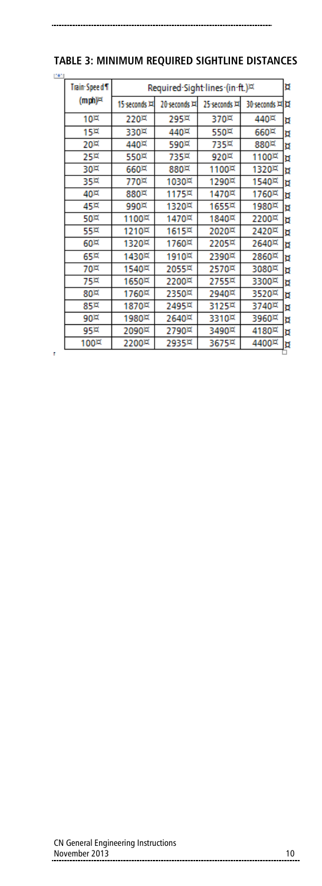## TABLE 3: MINIMUM REQUIRED SIGHTLINE DISTANCES

| Train Speed (mph) | Required Sight lines (in ft.) | | | |
|---|---|---|---|---|
| | 15 seconds | 20 seconds | 25 seconds | 30 seconds |
| 10 | 220 | 295 | 370 | 440 |
| 15 | 330 | 440 | 550 | 660 |
| 20 | 440 | 590 | 735 | 880 |
| 25 | 550 | 735 | 920 | 1100 |
| 30 | 660 | 880 | 1100 | 1320 |
| 35 | 770 | 1030 | 1290 | 1540 |
| 40 | 880 | 1175 | 1470 | 1760 |
| 45 | 990 | 1320 | 1655 | 1980 |
| 50 | 1100 | 1470 | 1840 | 2200 |
| 55 | 1210 | 1615 | 2020 | 2420 |
| 60 | 1320 | 1760 | 2205 | 2640 |
| 65 | 1430 | 1910 | 2390 | 2860 |
| 70 | 1540 | 2055 | 2570 | 3080 |
| 75 | 1650 | 2200 | 2755 | 3300 |
| 80 | 1760 | 2350 | 2940 | 3520 |
| 85 | 1870 | 2495 | 3125 | 3740 |
| 90 | 1980 | 2640 | 3310 | 3960 |
| 95 | 2090 | 2790 | 3490 | 4180 |
| 100 | 2200 | 2935 | 3675 | 4400 |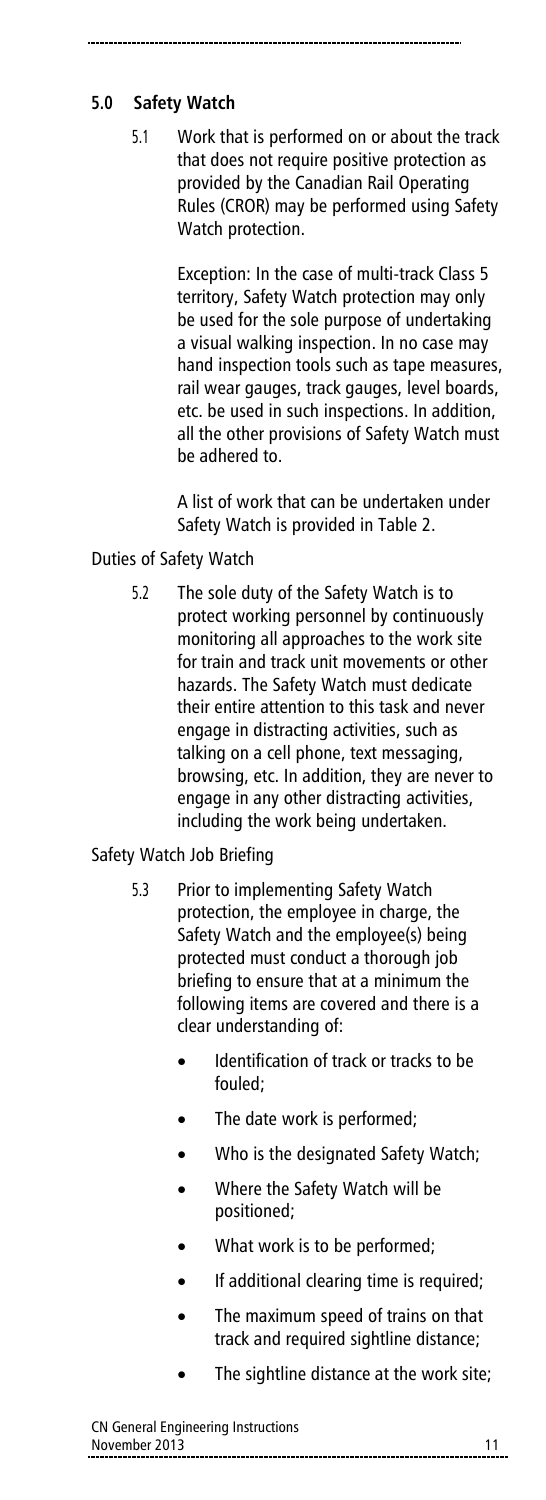## 5.0 Safety Watch

5.1 Work that is performed on or about the track that does not require positive protection as provided by the Canadian Rail Operating Rules (CROR) may be performed using Safety Watch protection.

Exception: In the case of multi-track Class 5 territory, Safety Watch protection may only be used for the sole purpose of undertaking a visual walking inspection. In no case may hand inspection tools such as tape measures, rail wear gauges, track gauges, level boards, etc. be used in such inspections. In addition, all the other provisions of Safety Watch must be adhered to.

A list of work that can be undertaken under Safety Watch is provided in Table 2.

Duties of Safety Watch

5.2 The sole duty of the Safety Watch is to protect working personnel by continuously monitoring all approaches to the work site for train and track unit movements or other hazards. The Safety Watch must dedicate their entire attention to this task and never engage in distracting activities, such as talking on a cell phone, text messaging, browsing, etc. In addition, they are never to engage in any other distracting activities, including the work being undertaken.

Safety Watch Job Briefing

5.3 Prior to implementing Safety Watch protection, the employee in charge, the Safety Watch and the employee(s) being protected must conduct a thorough job briefing to ensure that at a minimum the following items are covered and there is a clear understanding of:

- Identification of track or tracks to be fouled;
- The date work is performed;
- Who is the designated Safety Watch;
- Where the Safety Watch will be positioned;
- What work is to be performed;
- If additional clearing time is required;
- The maximum speed of trains on that track and required sightline distance;
- The sightline distance at the work site;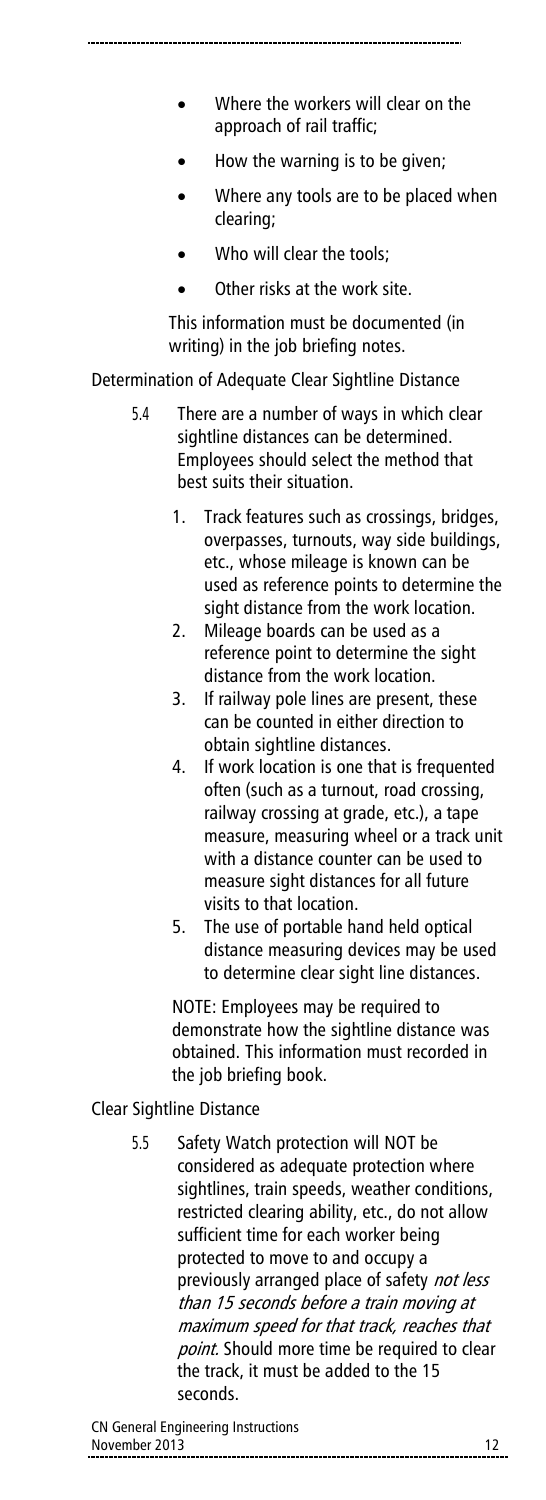- Where the workers will clear on the approach of rail traffic;
- How the warning is to be given;
- Where any tools are to be placed when clearing;
- Who will clear the tools;
- Other risks at the work site.

This information must be documented (in writing) in the job briefing notes.

Determination of Adequate Clear Sightline Distance

5.4 There are a number of ways in which clear sightline distances can be determined. Employees should select the method that best suits their situation.

1. Track features such as crossings, bridges, overpasses, turnouts, way side buildings, etc., whose mileage is known can be used as reference points to determine the sight distance from the work location.
2. Mileage boards can be used as a reference point to determine the sight distance from the work location.
3. If railway pole lines are present, these can be counted in either direction to obtain sightline distances.
4. If work location is one that is frequented often (such as a turnout, road crossing, railway crossing at grade, etc.), a tape measure, measuring wheel or a track unit with a distance counter can be used to measure sight distances for all future visits to that location.
5. The use of portable hand held optical distance measuring devices may be used to determine clear sight line distances.

NOTE: Employees may be required to demonstrate how the sightline distance was obtained. This information must recorded in the job briefing book.

Clear Sightline Distance

5.5 Safety Watch protection will NOT be considered as adequate protection where sightlines, train speeds, weather conditions, restricted clearing ability, etc., do not allow sufficient time for each worker being protected to move to and occupy a previously arranged place of safety *not less than 15 seconds before a train moving at maximum speed for that track, reaches that point*. Should more time be required to clear the track, it must be added to the 15 seconds.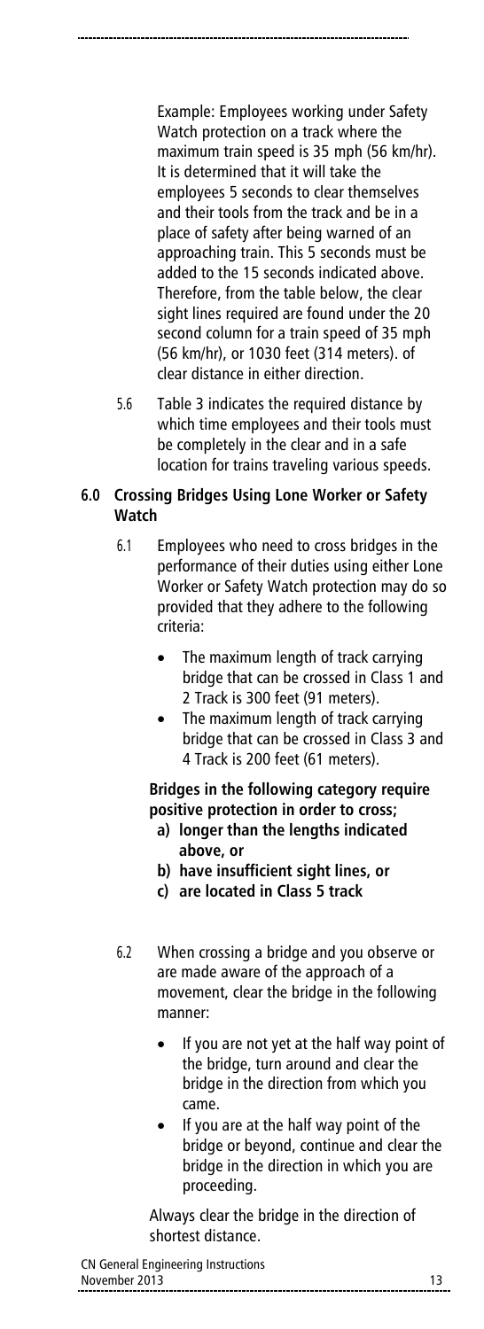Example: Employees working under Safety Watch protection on a track where the maximum train speed is 35 mph (56 km/hr). It is determined that it will take the employees 5 seconds to clear themselves and their tools from the track and be in a place of safety after being warned of an approaching train. This 5 seconds must be added to the 15 seconds indicated above. Therefore, from the table below, the clear sight lines required are found under the 20 second column for a train speed of 35 mph (56 km/hr), or 1030 feet (314 meters). of clear distance in either direction.

5.6 Table 3 indicates the required distance by which time employees and their tools must be completely in the clear and in a safe location for trains traveling various speeds.

## 6.0 Crossing Bridges Using Lone Worker or Safety Watch

6.1 Employees who need to cross bridges in the performance of their duties using either Lone Worker or Safety Watch protection may do so provided that they adhere to the following criteria:

- The maximum length of track carrying bridge that can be crossed in Class 1 and 2 Track is 300 feet (91 meters).
- The maximum length of track carrying bridge that can be crossed in Class 3 and 4 Track is 200 feet (61 meters).

**Bridges in the following category require positive protection in order to cross;**

**a) longer than the lengths indicated above, or**

**b) have insufficient sight lines, or**

**c) are located in Class 5 track**

6.2 When crossing a bridge and you observe or are made aware of the approach of a movement, clear the bridge in the following manner:

- If you are not yet at the half way point of the bridge, turn around and clear the bridge in the direction from which you came.
- If you are at the half way point of the bridge or beyond, continue and clear the bridge in the direction in which you are proceeding.

Always clear the bridge in the direction of shortest distance.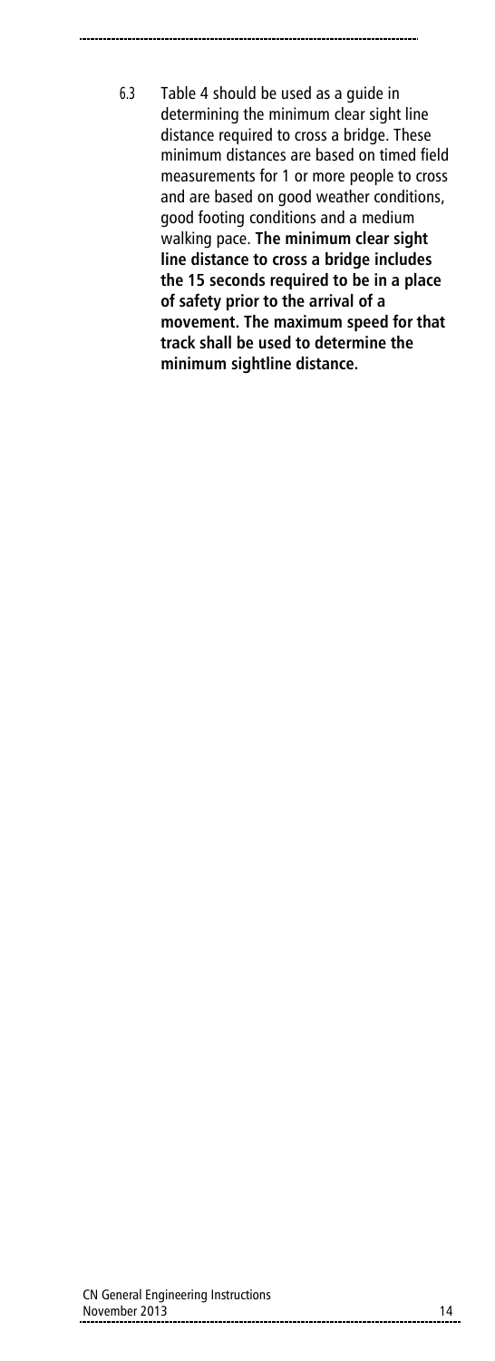6.3 Table 4 should be used as a guide in determining the minimum clear sight line distance required to cross a bridge. These minimum distances are based on timed field measurements for 1 or more people to cross and are based on good weather conditions, good footing conditions and a medium walking pace. **The minimum clear sight line distance to cross a bridge includes the 15 seconds required to be in a place of safety prior to the arrival of a movement. The maximum speed for that track shall be used to determine the minimum sightline distance.**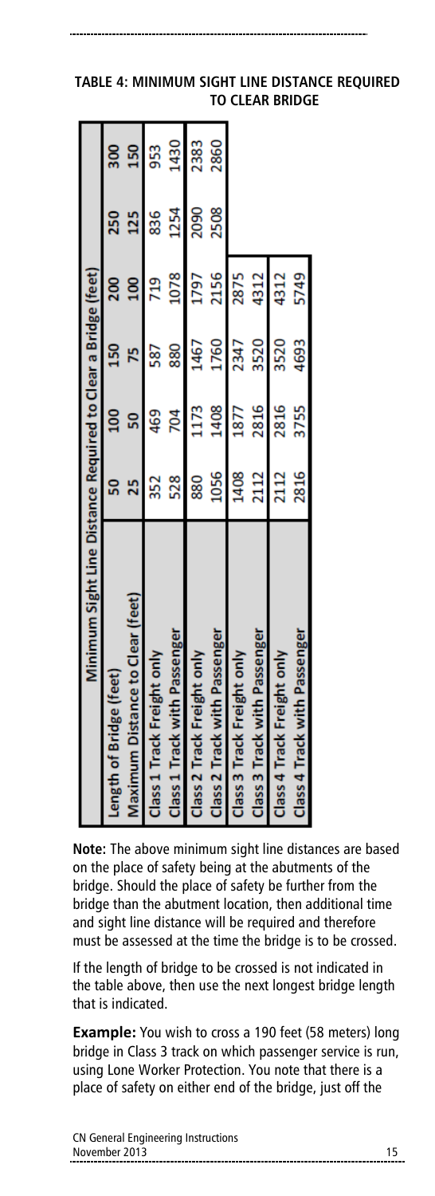**TABLE 4: MINIMUM SIGHT LINE DISTANCE REQUIRED TO CLEAR BRIDGE**

| Minimum Sight Line Distance Required to Clear a Bridge (feet) | | | | | | |
|---|---|---|---|---|---|---|
| Length of Bridge (feet) | 50 | 100 | 150 | 200 | 250 | 300 |
| Maximum Distance to Clear (feet) | 25 | 50 | 75 | 100 | 125 | 150 |
| Class 1 Track Freight only | 352 | 469 | 587 | 719 | 836 | 953 |
| Class 1 Track with Passenger | 528 | 704 | 880 | 1078 | 1254 | 1430 |
| Class 2 Track Freight only | 880 | 1173 | 1467 | 1797 | 2090 | 2383 |
| Class 2 Track with Passenger | 1056 | 1408 | 1760 | 2156 | 2508 | 2860 |
| Class 3 Track Freight only | 1408 | 1877 | 2347 | 2875 | | |
| Class 3 Track with Passenger | 2112 | 2816 | 3520 | 4312 | | |
| Class 4 Track Freight only | 2112 | 2816 | 3520 | 4312 | | |
| Class 4 Track with Passenger | 2816 | 3755 | 4693 | 5749 | | |

**Note:** The above minimum sight line distances are based on the place of safety being at the abutments of the bridge. Should the place of safety be further from the bridge than the abutment location, then additional time and sight line distance will be required and therefore must be assessed at the time the bridge is to be crossed.

If the length of bridge to be crossed is not indicated in the table above, then use the next longest bridge length that is indicated.

**Example:** You wish to cross a 190 feet (58 meters) long bridge in Class 3 track on which passenger service is run, using Lone Worker Protection. You note that there is a place of safety on either end of the bridge, just off the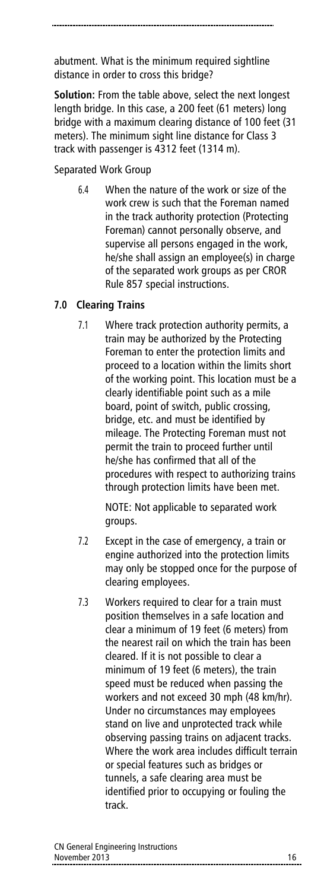abutment. What is the minimum required sightline distance in order to cross this bridge?

**Solution:** From the table above, select the next longest length bridge. In this case, a 200 feet (61 meters) long bridge with a maximum clearing distance of 100 feet (31 meters). The minimum sight line distance for Class 3 track with passenger is 4312 feet (1314 m).

Separated Work Group

6.4 When the nature of the work or size of the work crew is such that the Foreman named in the track authority protection (Protecting Foreman) cannot personally observe, and supervise all persons engaged in the work, he/she shall assign an employee(s) in charge of the separated work groups as per CROR Rule 857 special instructions.

## 7.0 Clearing Trains

7.1 Where track protection authority permits, a train may be authorized by the Protecting Foreman to enter the protection limits and proceed to a location within the limits short of the working point. This location must be a clearly identifiable point such as a mile board, point of switch, public crossing, bridge, etc. and must be identified by mileage. The Protecting Foreman must not permit the train to proceed further until he/she has confirmed that all of the procedures with respect to authorizing trains through protection limits have been met.

NOTE: Not applicable to separated work groups.

7.2 Except in the case of emergency, a train or engine authorized into the protection limits may only be stopped once for the purpose of clearing employees.

7.3 Workers required to clear for a train must position themselves in a safe location and clear a minimum of 19 feet (6 meters) from the nearest rail on which the train has been cleared. If it is not possible to clear a minimum of 19 feet (6 meters), the train speed must be reduced when passing the workers and not exceed 30 mph (48 km/hr). Under no circumstances may employees stand on live and unprotected track while observing passing trains on adjacent tracks. Where the work area includes difficult terrain or special features such as bridges or tunnels, a safe clearing area must be identified prior to occupying or fouling the track.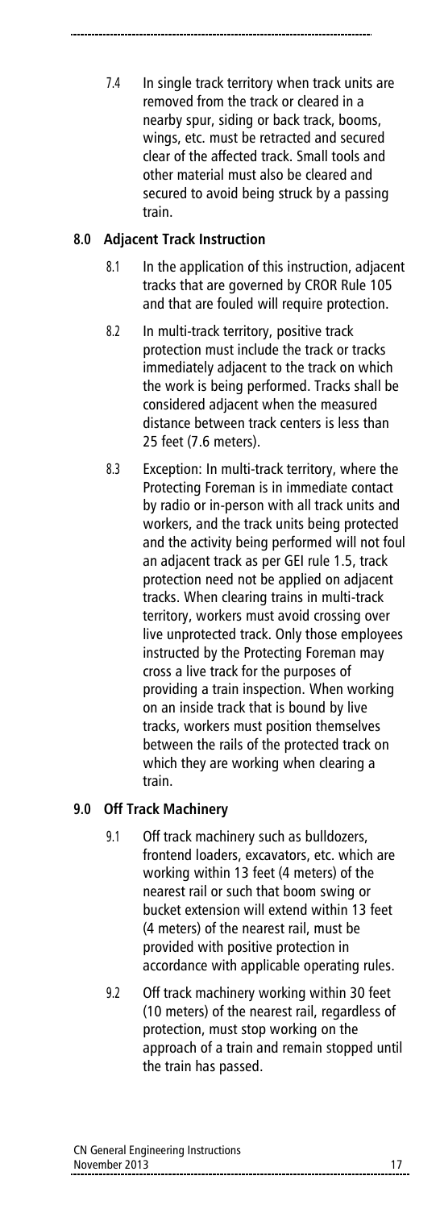7.4 In single track territory when track units are removed from the track or cleared in a nearby spur, siding or back track, booms, wings, etc. must be retracted and secured clear of the affected track. Small tools and other material must also be cleared and secured to avoid being struck by a passing train.

## 8.0 Adjacent Track Instruction

8.1 In the application of this instruction, adjacent tracks that are governed by CROR Rule 105 and that are fouled will require protection.

8.2 In multi-track territory, positive track protection must include the track or tracks immediately adjacent to the track on which the work is being performed. Tracks shall be considered adjacent when the measured distance between track centers is less than 25 feet (7.6 meters).

8.3 Exception: In multi-track territory, where the Protecting Foreman is in immediate contact by radio or in-person with all track units and workers, and the track units being protected and the activity being performed will not foul an adjacent track as per GEI rule 1.5, track protection need not be applied on adjacent tracks. When clearing trains in multi-track territory, workers must avoid crossing over live unprotected track. Only those employees instructed by the Protecting Foreman may cross a live track for the purposes of providing a train inspection. When working on an inside track that is bound by live tracks, workers must position themselves between the rails of the protected track on which they are working when clearing a train.

## 9.0 Off Track Machinery

9.1 Off track machinery such as bulldozers, frontend loaders, excavators, etc. which are working within 13 feet (4 meters) of the nearest rail or such that boom swing or bucket extension will extend within 13 feet (4 meters) of the nearest rail, must be provided with positive protection in accordance with applicable operating rules.

9.2 Off track machinery working within 30 feet (10 meters) of the nearest rail, regardless of protection, must stop working on the approach of a train and remain stopped until the train has passed.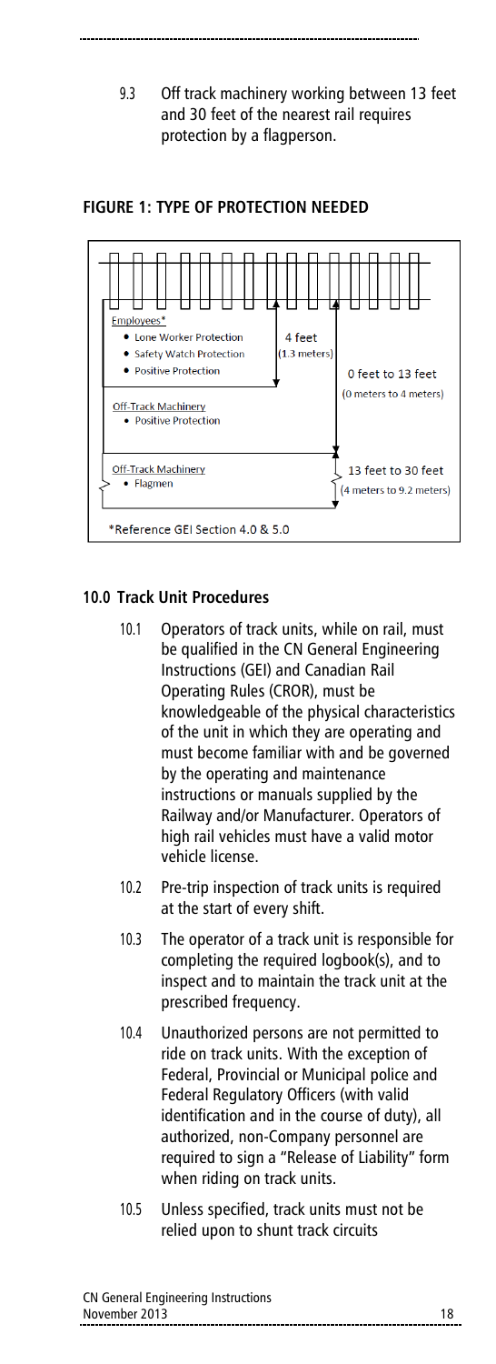9.3 Off track machinery working between 13 feet and 30 feet of the nearest rail requires protection by a flagperson.

**FIGURE 1: TYPE OF PROTECTION NEEDED**

Employees*
- Lone Worker Protection
- Safety Watch Protection
- Positive Protection

4 feet (1.3 meters)

Off-Track Machinery
- Positive Protection

0 feet to 13 feet (0 meters to 4 meters)

Off-Track Machinery
- Flagmen

13 feet to 30 feet (4 meters to 9.2 meters)

*Reference GEI Section 4.0 & 5.0

## 10.0 Track Unit Procedures

10.1 Operators of track units, while on rail, must be qualified in the CN General Engineering Instructions (GEI) and Canadian Rail Operating Rules (CROR), must be knowledgeable of the physical characteristics of the unit in which they are operating and must become familiar with and be governed by the operating and maintenance instructions or manuals supplied by the Railway and/or Manufacturer. Operators of high rail vehicles must have a valid motor vehicle license.

10.2 Pre-trip inspection of track units is required at the start of every shift.

10.3 The operator of a track unit is responsible for completing the required logbook(s), and to inspect and to maintain the track unit at the prescribed frequency.

10.4 Unauthorized persons are not permitted to ride on track units. With the exception of Federal, Provincial or Municipal police and Federal Regulatory Officers (with valid identification and in the course of duty), all authorized, non-Company personnel are required to sign a "Release of Liability" form when riding on track units.

10.5 Unless specified, track units must not be relied upon to shunt track circuits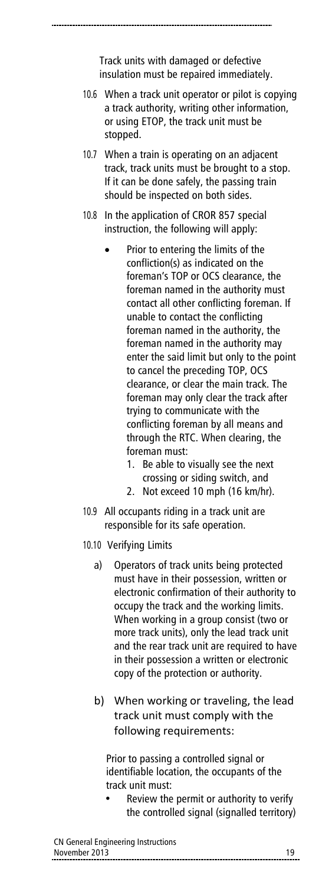Track units with damaged or defective insulation must be repaired immediately.

10.6 When a track unit operator or pilot is copying a track authority, writing other information, or using ETOP, the track unit must be stopped.

10.7 When a train is operating on an adjacent track, track units must be brought to a stop. If it can be done safely, the passing train should be inspected on both sides.

10.8 In the application of CROR 857 special instruction, the following will apply:

- Prior to entering the limits of the confliction(s) as indicated on the foreman's TOP or OCS clearance, the foreman named in the authority must contact all other conflicting foreman. If unable to contact the conflicting foreman named in the authority, the foreman named in the authority may enter the said limit but only to the point to cancel the preceding TOP, OCS clearance, or clear the main track. The foreman may only clear the track after trying to communicate with the conflicting foreman by all means and through the RTC. When clearing, the foreman must:
  1. Be able to visually see the next crossing or siding switch, and
  2. Not exceed 10 mph (16 km/hr).

10.9 All occupants riding in a track unit are responsible for its safe operation.

10.10 Verifying Limits

a) Operators of track units being protected must have in their possession, written or electronic confirmation of their authority to occupy the track and the working limits. When working in a group consist (two or more track units), only the lead track unit and the rear track unit are required to have in their possession a written or electronic copy of the protection or authority.

b) When working or traveling, the lead track unit must comply with the following requirements:

Prior to passing a controlled signal or identifiable location, the occupants of the track unit must:

- Review the permit or authority to verify the controlled signal (signalled territory)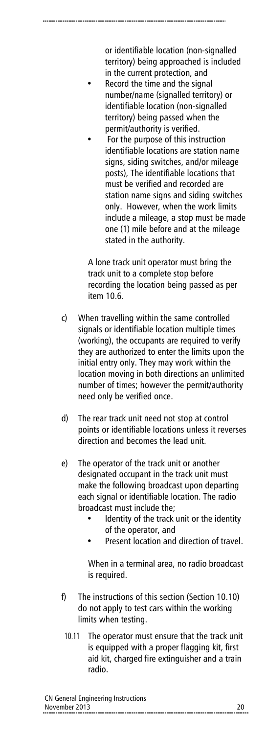or identifiable location (non-signalled territory) being approached is included in the current protection, and

- Record the time and the signal number/name (signalled territory) or identifiable location (non-signalled territory) being passed when the permit/authority is verified.
- For the purpose of this instruction identifiable locations are station name signs, siding switches, and/or mileage posts), The identifiable locations that must be verified and recorded are station name signs and siding switches only. However, when the work limits include a mileage, a stop must be made one (1) mile before and at the mileage stated in the authority.

A lone track unit operator must bring the track unit to a complete stop before recording the location being passed as per item 10.6.

c) When travelling within the same controlled signals or identifiable location multiple times (working), the occupants are required to verify they are authorized to enter the limits upon the initial entry only. They may work within the location moving in both directions an unlimited number of times; however the permit/authority need only be verified once.

d) The rear track unit need not stop at control points or identifiable locations unless it reverses direction and becomes the lead unit.

e) The operator of the track unit or another designated occupant in the track unit must make the following broadcast upon departing each signal or identifiable location. The radio broadcast must include the;

- Identity of the track unit or the identity of the operator, and
- Present location and direction of travel.

When in a terminal area, no radio broadcast is required.

f) The instructions of this section (Section 10.10) do not apply to test cars within the working limits when testing.

10.11 The operator must ensure that the track unit is equipped with a proper flagging kit, first aid kit, charged fire extinguisher and a train radio.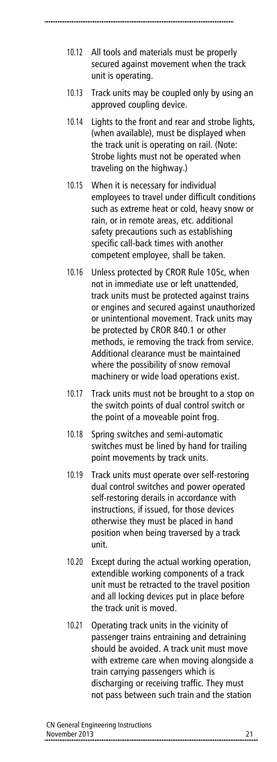10.12 All tools and materials must be properly secured against movement when the track unit is operating.

10.13 Track units may be coupled only by using an approved coupling device.

10.14 Lights to the front and rear and strobe lights, (when available), must be displayed when the track unit is operating on rail. (Note: Strobe lights must not be operated when traveling on the highway.)

10.15 When it is necessary for individual employees to travel under difficult conditions such as extreme heat or cold, heavy snow or rain, or in remote areas, etc. additional safety precautions such as establishing specific call-back times with another competent employee, shall be taken.

10.16 Unless protected by CROR Rule 105c, when not in immediate use or left unattended, track units must be protected against trains or engines and secured against unauthorized or unintentional movement. Track units may be protected by CROR 840.1 or other methods, ie removing the track from service. Additional clearance must be maintained where the possibility of snow removal machinery or wide load operations exist.

10.17 Track units must not be brought to a stop on the switch points of dual control switch or the point of a moveable point frog.

10.18 Spring switches and semi-automatic switches must be lined by hand for trailing point movements by track units.

10.19 Track units must operate over self-restoring dual control switches and power operated self-restoring derails in accordance with instructions, if issued, for those devices otherwise they must be placed in hand position when being traversed by a track unit.

10.20 Except during the actual working operation, extendible working components of a track unit must be retracted to the travel position and all locking devices put in place before the track unit is moved.

10.21 Operating track units in the vicinity of passenger trains entraining and detraining should be avoided. A track unit must move with extreme care when moving alongside a train carrying passengers which is discharging or receiving traffic. They must not pass between such train and the station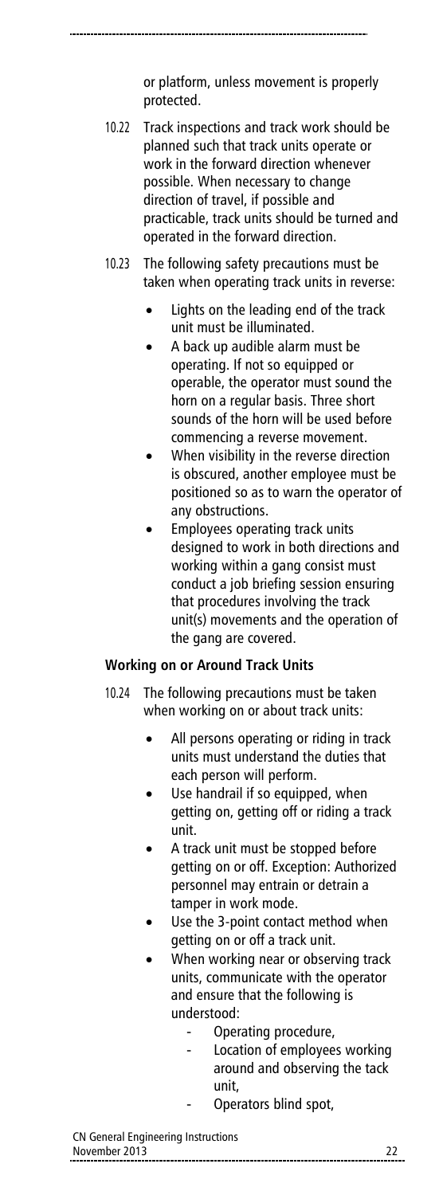or platform, unless movement is properly protected.

10.22 Track inspections and track work should be planned such that track units operate or work in the forward direction whenever possible. When necessary to change direction of travel, if possible and practicable, track units should be turned and operated in the forward direction.

10.23 The following safety precautions must be taken when operating track units in reverse:

- Lights on the leading end of the track unit must be illuminated.
- A back up audible alarm must be operating. If not so equipped or operable, the operator must sound the horn on a regular basis. Three short sounds of the horn will be used before commencing a reverse movement.
- When visibility in the reverse direction is obscured, another employee must be positioned so as to warn the operator of any obstructions.
- Employees operating track units designed to work in both directions and working within a gang consist must conduct a job briefing session ensuring that procedures involving the track unit(s) movements and the operation of the gang are covered.

**Working on or Around Track Units**

10.24 The following precautions must be taken when working on or about track units:

- All persons operating or riding in track units must understand the duties that each person will perform.
- Use handrail if so equipped, when getting on, getting off or riding a track unit.
- A track unit must be stopped before getting on or off. Exception: Authorized personnel may entrain or detrain a tamper in work mode.
- Use the 3-point contact method when getting on or off a track unit.
- When working near or observing track units, communicate with the operator and ensure that the following is understood:
  - Operating procedure,
  - Location of employees working around and observing the tack unit,
  - Operators blind spot,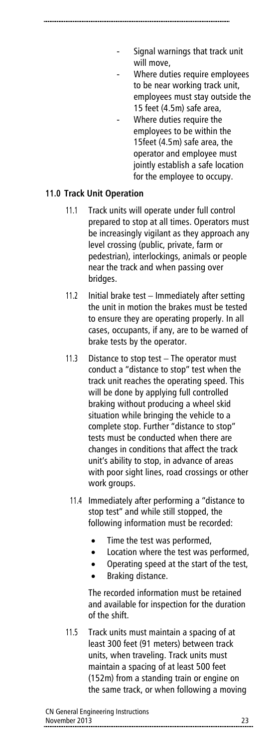- Signal warnings that track unit will move,
- Where duties require employees to be near working track unit, employees must stay outside the 15 feet (4.5m) safe area,
- Where duties require the employees to be within the 15feet (4.5m) safe area, the operator and employee must jointly establish a safe location for the employee to occupy.

## 11.0 Track Unit Operation

11.1 Track units will operate under full control prepared to stop at all times. Operators must be increasingly vigilant as they approach any level crossing (public, private, farm or pedestrian), interlockings, animals or people near the track and when passing over bridges.

11.2 Initial brake test – Immediately after setting the unit in motion the brakes must be tested to ensure they are operating properly. In all cases, occupants, if any, are to be warned of brake tests by the operator.

11.3 Distance to stop test – The operator must conduct a "distance to stop" test when the track unit reaches the operating speed. This will be done by applying full controlled braking without producing a wheel skid situation while bringing the vehicle to a complete stop. Further "distance to stop" tests must be conducted when there are changes in conditions that affect the track unit's ability to stop, in advance of areas with poor sight lines, road crossings or other work groups.

11.4 Immediately after performing a "distance to stop test" and while still stopped, the following information must be recorded:

- Time the test was performed,
- Location where the test was performed,
- Operating speed at the start of the test,
- Braking distance.

The recorded information must be retained and available for inspection for the duration of the shift.

11.5 Track units must maintain a spacing of at least 300 feet (91 meters) between track units, when traveling. Track units must maintain a spacing of at least 500 feet (152m) from a standing train or engine on the same track, or when following a moving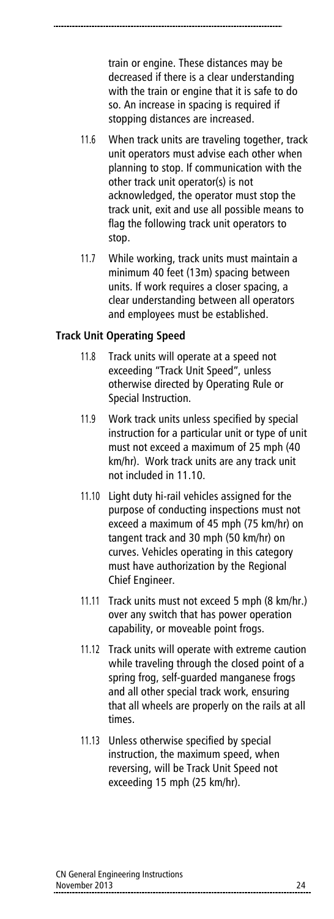train or engine. These distances may be decreased if there is a clear understanding with the train or engine that it is safe to do so. An increase in spacing is required if stopping distances are increased.

11.6 When track units are traveling together, track unit operators must advise each other when planning to stop. If communication with the other track unit operator(s) is not acknowledged, the operator must stop the track unit, exit and use all possible means to flag the following track unit operators to stop.

11.7 While working, track units must maintain a minimum 40 feet (13m) spacing between units. If work requires a closer spacing, a clear understanding between all operators and employees must be established.

**Track Unit Operating Speed**

11.8 Track units will operate at a speed not exceeding "Track Unit Speed", unless otherwise directed by Operating Rule or Special Instruction.

11.9 Work track units unless specified by special instruction for a particular unit or type of unit must not exceed a maximum of 25 mph (40 km/hr). Work track units are any track unit not included in 11.10.

11.10 Light duty hi-rail vehicles assigned for the purpose of conducting inspections must not exceed a maximum of 45 mph (75 km/hr) on tangent track and 30 mph (50 km/hr) on curves. Vehicles operating in this category must have authorization by the Regional Chief Engineer.

11.11 Track units must not exceed 5 mph (8 km/hr.) over any switch that has power operation capability, or moveable point frogs.

11.12 Track units will operate with extreme caution while traveling through the closed point of a spring frog, self-guarded manganese frogs and all other special track work, ensuring that all wheels are properly on the rails at all times.

11.13 Unless otherwise specified by special instruction, the maximum speed, when reversing, will be Track Unit Speed not exceeding 15 mph (25 km/hr).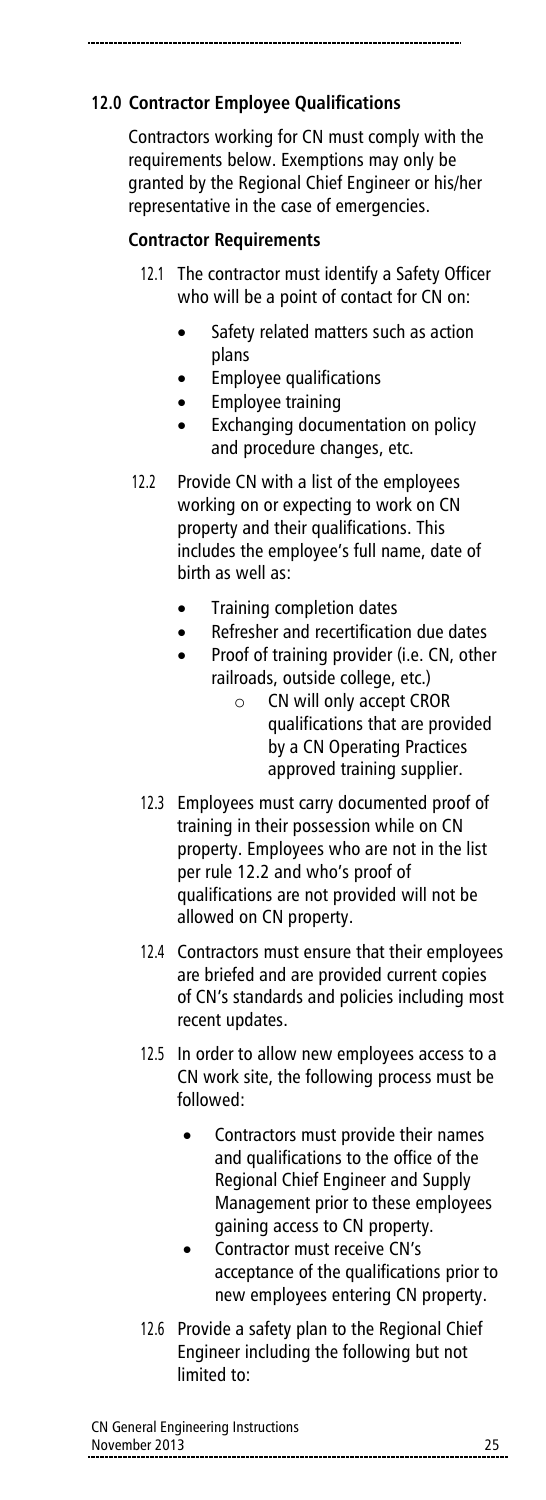## 12.0 Contractor Employee Qualifications

Contractors working for CN must comply with the requirements below. Exemptions may only be granted by the Regional Chief Engineer or his/her representative in the case of emergencies.

### Contractor Requirements

12.1 The contractor must identify a Safety Officer who will be a point of contact for CN on:

- Safety related matters such as action plans
- Employee qualifications
- Employee training
- Exchanging documentation on policy and procedure changes, etc.

12.2 Provide CN with a list of the employees working on or expecting to work on CN property and their qualifications. This includes the employee's full name, date of birth as well as:

- Training completion dates
- Refresher and recertification due dates
- Proof of training provider (i.e. CN, other railroads, outside college, etc.)
    - CN will only accept CROR qualifications that are provided by a CN Operating Practices approved training supplier.

12.3 Employees must carry documented proof of training in their possession while on CN property. Employees who are not in the list per rule 12.2 and who's proof of qualifications are not provided will not be allowed on CN property.

12.4 Contractors must ensure that their employees are briefed and are provided current copies of CN's standards and policies including most recent updates.

12.5 In order to allow new employees access to a CN work site, the following process must be followed:

- Contractors must provide their names and qualifications to the office of the Regional Chief Engineer and Supply Management prior to these employees gaining access to CN property.
- Contractor must receive CN's acceptance of the qualifications prior to new employees entering CN property.

12.6 Provide a safety plan to the Regional Chief Engineer including the following but not limited to: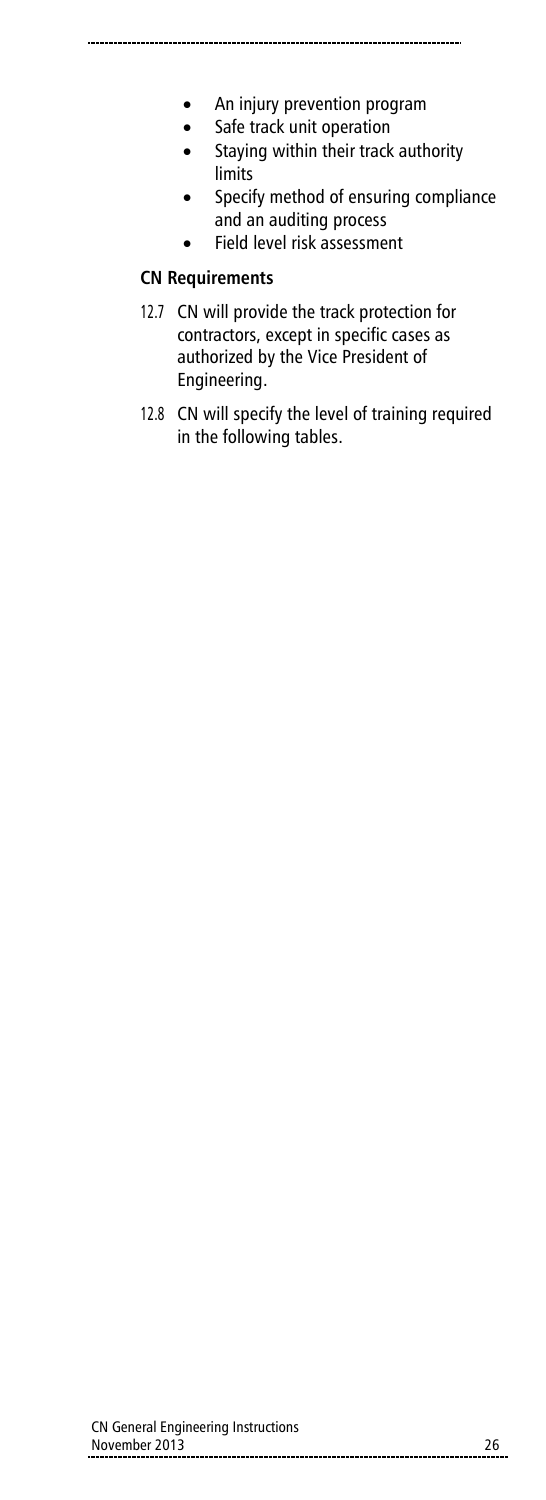- An injury prevention program
- Safe track unit operation
- Staying within their track authority limits
- Specify method of ensuring compliance and an auditing process
- Field level risk assessment

**CN Requirements**

12.7 CN will provide the track protection for contractors, except in specific cases as authorized by the Vice President of Engineering.

12.8 CN will specify the level of training required in the following tables.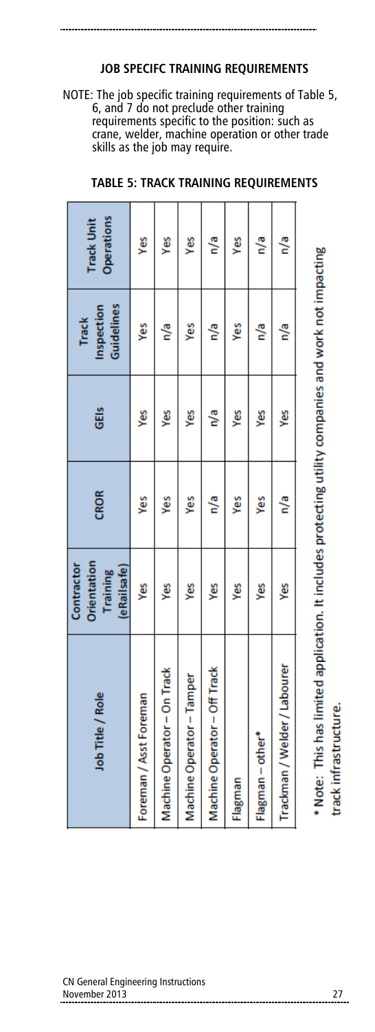## JOB SPECIFC TRAINING REQUIREMENTS

NOTE: The job specific training requirements of Table 5, 6, and 7 do not preclude other training requirements specific to the position: such as crane, welder, machine operation or other trade skills as the job may require.

### TABLE 5: TRACK TRAINING REQUIREMENTS

| Job Title / Role | Contractor Orientation Training (eRailsafe) | CROR | GEIs | Track Inspection Guidelines | Track Unit Operations |
|---|---|---|---|---|---|
| Foreman / Asst Foreman | Yes | Yes | Yes | Yes | Yes |
| Machine Operator – On Track | Yes | Yes | Yes | n/a | Yes |
| Machine Operator – Tamper | Yes | Yes | Yes | Yes | Yes |
| Machine Operator – Off Track | Yes | n/a | n/a | n/a | n/a |
| Flagman | Yes | Yes | Yes | Yes | Yes |
| Flagman – other* | Yes | Yes | Yes | n/a | n/a |
| Trackman / Welder / Labourer | Yes | n/a | Yes | n/a | n/a |

* Note: This has limited application. It includes protecting utility companies and work not impacting track infrastructure.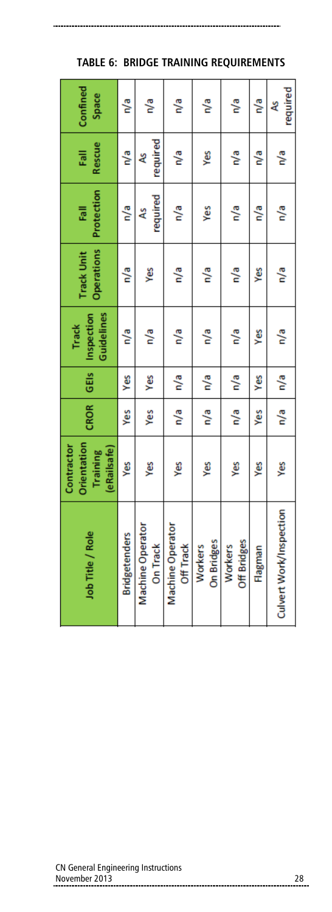## TABLE 6: BRIDGE TRAINING REQUIREMENTS

| Job Title / Role | Contractor Orientation Training (eRailsafe) | CROR | GEIs | Track Inspection Guidelines | Track Unit Operations | Fall Protection | Fall Rescue | Confined Space |
|---|---|---|---|---|---|---|---|---|
| Bridgetenders | Yes | Yes | Yes | n/a | n/a | n/a | n/a | n/a |
| Machine Operator On Track | Yes | Yes | Yes | n/a | Yes | As required | As required | n/a |
| Machine Operator Off Track | Yes | n/a | n/a | n/a | n/a | n/a | n/a | n/a |
| Workers On Bridges | Yes | n/a | n/a | n/a | n/a | Yes | Yes | n/a |
| Workers Off Bridges | Yes | n/a | n/a | n/a | n/a | n/a | n/a | n/a |
| Flagman | Yes | Yes | Yes | Yes | Yes | n/a | n/a | n/a |
| Culvert Work/Inspection | Yes | n/a | n/a | n/a | n/a | n/a | n/a | As required |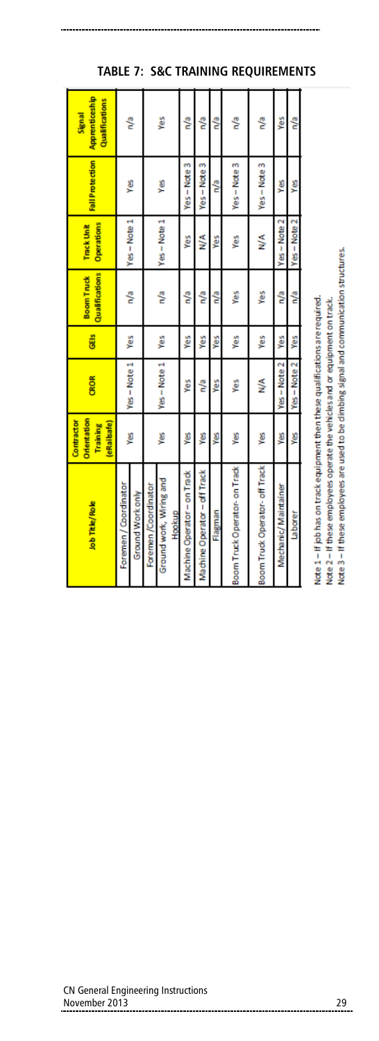## TABLE 7: S&C TRAINING REQUIREMENTS

| Job Title/Role | Contractor Orientation Training (eRailsafe) | CROR | GEIs | Boom Truck Qualifications | Track Unit Operations | Fall Protection | Signal Apprenticeship Qualifications |
|---|---|---|---|---|---|---|---|
| Foremen / Coordinator Ground Work only | Yes | Yes – Note 1 | Yes | n/a | Yes – Note 1 | Yes | n/a |
| Foremen /Coordinator Ground work, Wiring and Hookup | Yes | Yes – Note 1 | Yes | n/a | Yes – Note 1 | Yes | Yes |
| Machine Operator – on Track | Yes | Yes | Yes | n/a | Yes | Yes – Note 3 | n/a |
| Machine Operator – off Track | Yes | n/a | Yes | n/a | N/A | Yes – Note 3 | n/a |
| Flagman | Yes | Yes | Yes | n/a | Yes | n/a | n/a |
| Boom Truck Operator- on Track | Yes | Yes | Yes | Yes | Yes | Yes – Note 3 | n/a |
| Boom Truck Operator- off Track | Yes | N/A | Yes | Yes | N/A | Yes – Note 3 | n/a |
| Mechanic/ Maintainer | Yes | Yes – Note 2 | Yes | n/a | Yes – Note 2 | Yes | Yes |
| Laborer | Yes | Yes – Note 2 | Yes | n/a | Yes – Note 2 | Yes | n/a |

Note 1 – If job has on track equipment then these qualifications are required.
Note 2 – If these employees operate the vehicles and or equipment on track.
Note 3 – If these employees are used to be climbing signal and communication structures.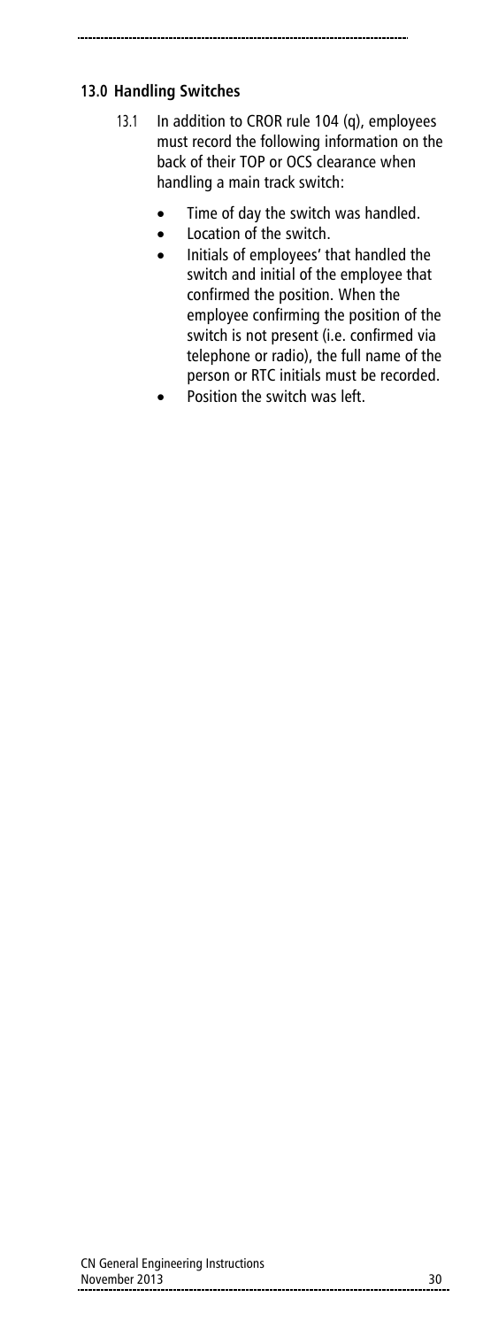## 13.0 Handling Switches

13.1 In addition to CROR rule 104 (q), employees must record the following information on the back of their TOP or OCS clearance when handling a main track switch:

- Time of day the switch was handled.
- Location of the switch.
- Initials of employees' that handled the switch and initial of the employee that confirmed the position. When the employee confirming the position of the switch is not present (i.e. confirmed via telephone or radio), the full name of the person or RTC initials must be recorded.
- Position the switch was left.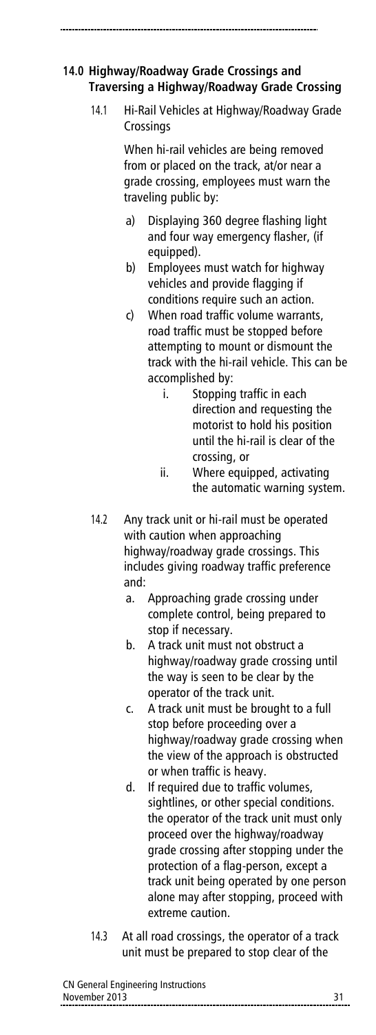## 14.0 Highway/Roadway Grade Crossings and Traversing a Highway/Roadway Grade Crossing

14.1 Hi-Rail Vehicles at Highway/Roadway Grade Crossings

When hi-rail vehicles are being removed from or placed on the track, at/or near a grade crossing, employees must warn the traveling public by:

a) Displaying 360 degree flashing light and four way emergency flasher, (if equipped).
b) Employees must watch for highway vehicles and provide flagging if conditions require such an action.
c) When road traffic volume warrants, road traffic must be stopped before attempting to mount or dismount the track with the hi-rail vehicle. This can be accomplished by:
    i. Stopping traffic in each direction and requesting the motorist to hold his position until the hi-rail is clear of the crossing, or
    ii. Where equipped, activating the automatic warning system.

14.2 Any track unit or hi-rail must be operated with caution when approaching highway/roadway grade crossings. This includes giving roadway traffic preference and:

a. Approaching grade crossing under complete control, being prepared to stop if necessary.
b. A track unit must not obstruct a highway/roadway grade crossing until the way is seen to be clear by the operator of the track unit.
c. A track unit must be brought to a full stop before proceeding over a highway/roadway grade crossing when the view of the approach is obstructed or when traffic is heavy.
d. If required due to traffic volumes, sightlines, or other special conditions. the operator of the track unit must only proceed over the highway/roadway grade crossing after stopping under the protection of a flag-person, except a track unit being operated by one person alone may after stopping, proceed with extreme caution.

14.3 At all road crossings, the operator of a track unit must be prepared to stop clear of the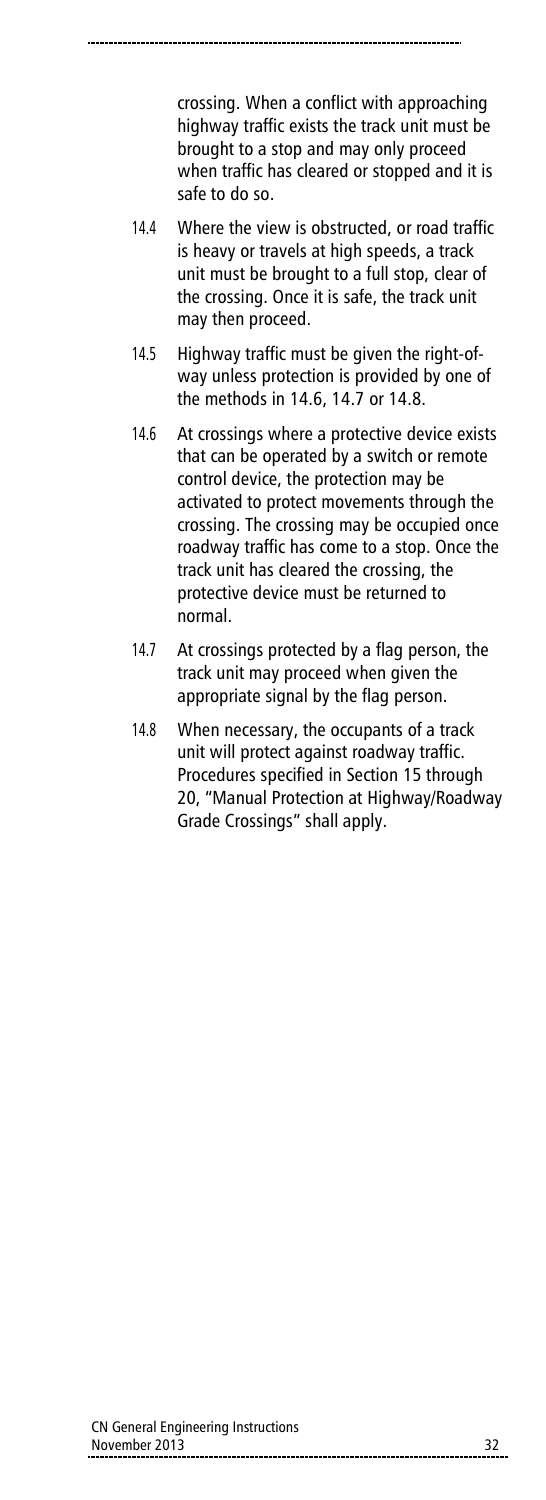crossing. When a conflict with approaching highway traffic exists the track unit must be brought to a stop and may only proceed when traffic has cleared or stopped and it is safe to do so.

14.4 Where the view is obstructed, or road traffic is heavy or travels at high speeds, a track unit must be brought to a full stop, clear of the crossing. Once it is safe, the track unit may then proceed.

14.5 Highway traffic must be given the right-of-way unless protection is provided by one of the methods in 14.6, 14.7 or 14.8.

14.6 At crossings where a protective device exists that can be operated by a switch or remote control device, the protection may be activated to protect movements through the crossing. The crossing may be occupied once roadway traffic has come to a stop. Once the track unit has cleared the crossing, the protective device must be returned to normal.

14.7 At crossings protected by a flag person, the track unit may proceed when given the appropriate signal by the flag person.

14.8 When necessary, the occupants of a track unit will protect against roadway traffic. Procedures specified in Section 15 through 20, "Manual Protection at Highway/Roadway Grade Crossings" shall apply.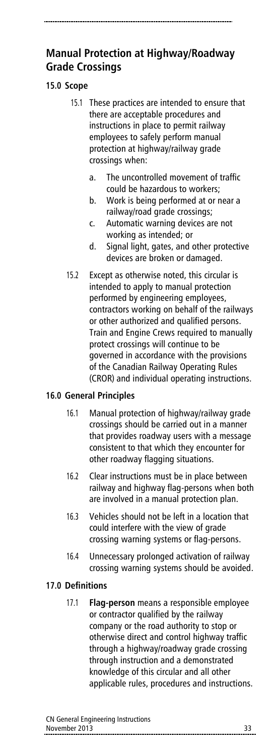## Manual Protection at Highway/Roadway Grade Crossings

### 15.0 Scope

15.1 These practices are intended to ensure that there are acceptable procedures and instructions in place to permit railway employees to safely perform manual protection at highway/railway grade crossings when:

a. The uncontrolled movement of traffic could be hazardous to workers;
b. Work is being performed at or near a railway/road grade crossings;
c. Automatic warning devices are not working as intended; or
d. Signal light, gates, and other protective devices are broken or damaged.

15.2 Except as otherwise noted, this circular is intended to apply to manual protection performed by engineering employees, contractors working on behalf of the railways or other authorized and qualified persons. Train and Engine Crews required to manually protect crossings will continue to be governed in accordance with the provisions of the Canadian Railway Operating Rules (CROR) and individual operating instructions.

### 16.0 General Principles

16.1 Manual protection of highway/railway grade crossings should be carried out in a manner that provides roadway users with a message consistent to that which they encounter for other roadway flagging situations.

16.2 Clear instructions must be in place between railway and highway flag-persons when both are involved in a manual protection plan.

16.3 Vehicles should not be left in a location that could interfere with the view of grade crossing warning systems or flag-persons.

16.4 Unnecessary prolonged activation of railway crossing warning systems should be avoided.

### 17.0 Definitions

17.1 **Flag-person** means a responsible employee or contractor qualified by the railway company or the road authority to stop or otherwise direct and control highway traffic through a highway/roadway grade crossing through instruction and a demonstrated knowledge of this circular and all other applicable rules, procedures and instructions.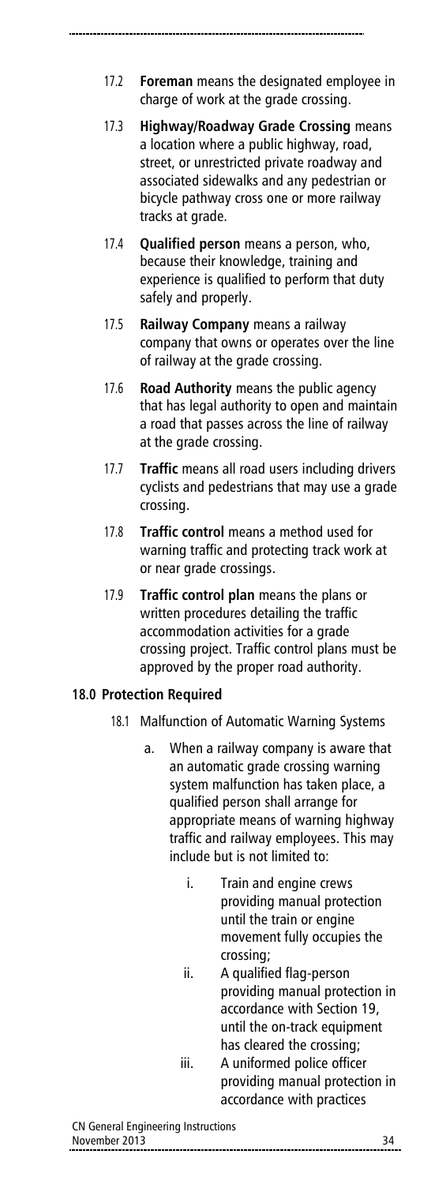17.2 **Foreman** means the designated employee in charge of work at the grade crossing.

17.3 **Highway/Roadway Grade Crossing** means a location where a public highway, road, street, or unrestricted private roadway and associated sidewalks and any pedestrian or bicycle pathway cross one or more railway tracks at grade.

17.4 **Qualified person** means a person, who, because their knowledge, training and experience is qualified to perform that duty safely and properly.

17.5 **Railway Company** means a railway company that owns or operates over the line of railway at the grade crossing.

17.6 **Road Authority** means the public agency that has legal authority to open and maintain a road that passes across the line of railway at the grade crossing.

17.7 **Traffic** means all road users including drivers cyclists and pedestrians that may use a grade crossing.

17.8 **Traffic control** means a method used for warning traffic and protecting track work at or near grade crossings.

17.9 **Traffic control plan** means the plans or written procedures detailing the traffic accommodation activities for a grade crossing project. Traffic control plans must be approved by the proper road authority.

## 18.0 Protection Required

18.1 Malfunction of Automatic Warning Systems

a. When a railway company is aware that an automatic grade crossing warning system malfunction has taken place, a qualified person shall arrange for appropriate means of warning highway traffic and railway employees. This may include but is not limited to:

   i. Train and engine crews providing manual protection until the train or engine movement fully occupies the crossing;
   ii. A qualified flag-person providing manual protection in accordance with Section 19, until the on-track equipment has cleared the crossing;
   iii. A uniformed police officer providing manual protection in accordance with practices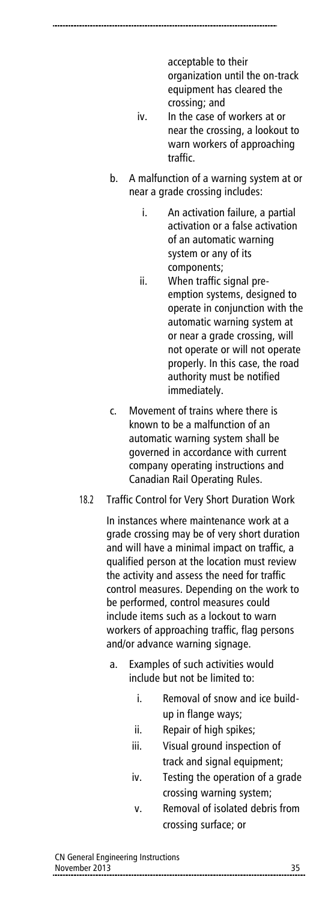acceptable to their organization until the on-track equipment has cleared the crossing; and

iv. In the case of workers at or near the crossing, a lookout to warn workers of approaching traffic.

b. A malfunction of a warning system at or near a grade crossing includes:

   i. An activation failure, a partial activation or a false activation of an automatic warning system or any of its components;

   ii. When traffic signal pre-emption systems, designed to operate in conjunction with the automatic warning system at or near a grade crossing, will not operate or will not operate properly. In this case, the road authority must be notified immediately.

c. Movement of trains where there is known to be a malfunction of an automatic warning system shall be governed in accordance with current company operating instructions and Canadian Rail Operating Rules.

18.2 Traffic Control for Very Short Duration Work

In instances where maintenance work at a grade crossing may be of very short duration and will have a minimal impact on traffic, a qualified person at the location must review the activity and assess the need for traffic control measures. Depending on the work to be performed, control measures could include items such as a lockout to warn workers of approaching traffic, flag persons and/or advance warning signage.

a. Examples of such activities would include but not be limited to:

   i. Removal of snow and ice build-up in flange ways;

   ii. Repair of high spikes;

   iii. Visual ground inspection of track and signal equipment;

   iv. Testing the operation of a grade crossing warning system;

   v. Removal of isolated debris from crossing surface; or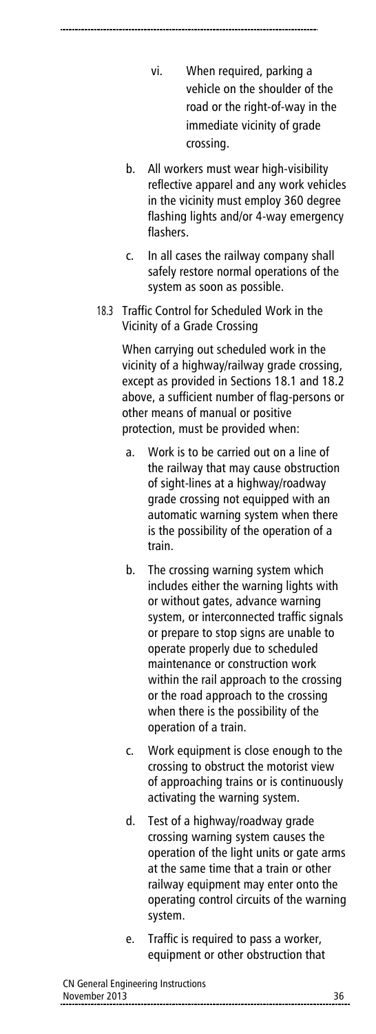vi. When required, parking a vehicle on the shoulder of the road or the right-of-way in the immediate vicinity of grade crossing.

b. All workers must wear high-visibility reflective apparel and any work vehicles in the vicinity must employ 360 degree flashing lights and/or 4-way emergency flashers.

c. In all cases the railway company shall safely restore normal operations of the system as soon as possible.

18.3 Traffic Control for Scheduled Work in the Vicinity of a Grade Crossing

When carrying out scheduled work in the vicinity of a highway/railway grade crossing, except as provided in Sections 18.1 and 18.2 above, a sufficient number of flag-persons or other means of manual or positive protection, must be provided when:

a. Work is to be carried out on a line of the railway that may cause obstruction of sight-lines at a highway/roadway grade crossing not equipped with an automatic warning system when there is the possibility of the operation of a train.

b. The crossing warning system which includes either the warning lights with or without gates, advance warning system, or interconnected traffic signals or prepare to stop signs are unable to operate properly due to scheduled maintenance or construction work within the rail approach to the crossing or the road approach to the crossing when there is the possibility of the operation of a train.

c. Work equipment is close enough to the crossing to obstruct the motorist view of approaching trains or is continuously activating the warning system.

d. Test of a highway/roadway grade crossing warning system causes the operation of the light units or gate arms at the same time that a train or other railway equipment may enter onto the operating control circuits of the warning system.

e. Traffic is required to pass a worker, equipment or other obstruction that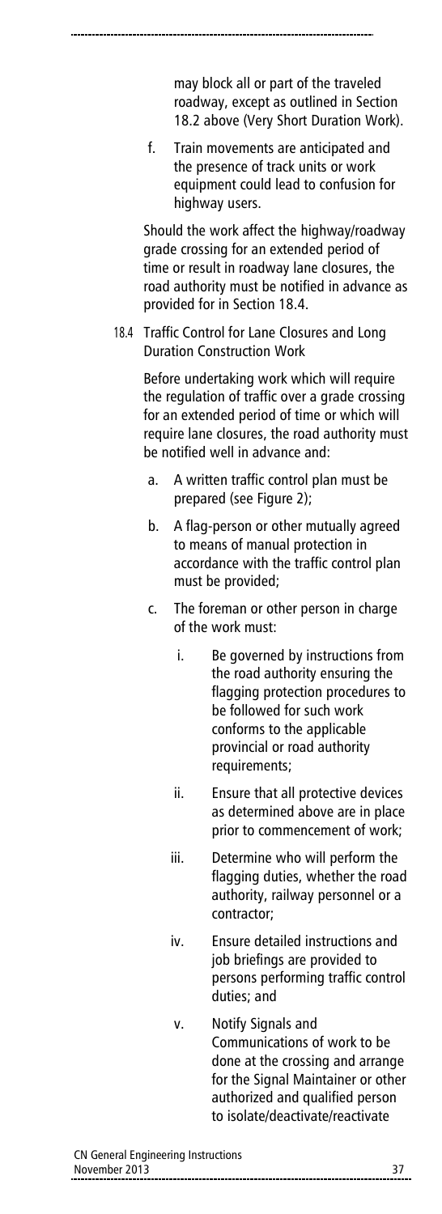may block all or part of the traveled roadway, except as outlined in Section 18.2 above (Very Short Duration Work).

f. Train movements are anticipated and the presence of track units or work equipment could lead to confusion for highway users.

Should the work affect the highway/roadway grade crossing for an extended period of time or result in roadway lane closures, the road authority must be notified in advance as provided for in Section 18.4.

### 18.4 Traffic Control for Lane Closures and Long Duration Construction Work

Before undertaking work which will require the regulation of traffic over a grade crossing for an extended period of time or which will require lane closures, the road authority must be notified well in advance and:

a. A written traffic control plan must be prepared (see Figure 2);

b. A flag-person or other mutually agreed to means of manual protection in accordance with the traffic control plan must be provided;

c. The foreman or other person in charge of the work must:

   i. Be governed by instructions from the road authority ensuring the flagging protection procedures to be followed for such work conforms to the applicable provincial or road authority requirements;

   ii. Ensure that all protective devices as determined above are in place prior to commencement of work;

   iii. Determine who will perform the flagging duties, whether the road authority, railway personnel or a contractor;

   iv. Ensure detailed instructions and job briefings are provided to persons performing traffic control duties; and

   v. Notify Signals and Communications of work to be done at the crossing and arrange for the Signal Maintainer or other authorized and qualified person to isolate/deactivate/reactivate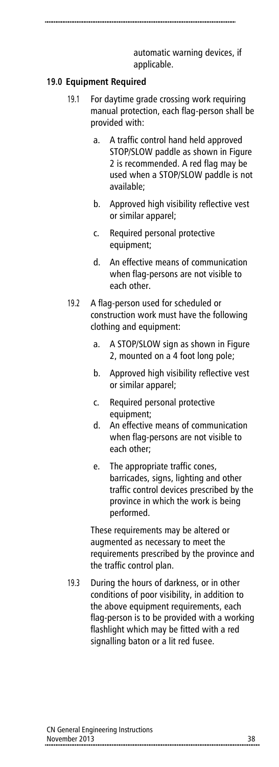automatic warning devices, if applicable.

## 19.0 Equipment Required

19.1 For daytime grade crossing work requiring manual protection, each flag-person shall be provided with:

a. A traffic control hand held approved STOP/SLOW paddle as shown in Figure 2 is recommended. A red flag may be used when a STOP/SLOW paddle is not available;

b. Approved high visibility reflective vest or similar apparel;

c. Required personal protective equipment;

d. An effective means of communication when flag-persons are not visible to each other.

19.2 A flag-person used for scheduled or construction work must have the following clothing and equipment:

a. A STOP/SLOW sign as shown in Figure 2, mounted on a 4 foot long pole;

b. Approved high visibility reflective vest or similar apparel;

c. Required personal protective equipment;

d. An effective means of communication when flag-persons are not visible to each other;

e. The appropriate traffic cones, barricades, signs, lighting and other traffic control devices prescribed by the province in which the work is being performed.

These requirements may be altered or augmented as necessary to meet the requirements prescribed by the province and the traffic control plan.

19.3 During the hours of darkness, or in other conditions of poor visibility, in addition to the above equipment requirements, each flag-person is to be provided with a working flashlight which may be fitted with a red signalling baton or a lit red fusee.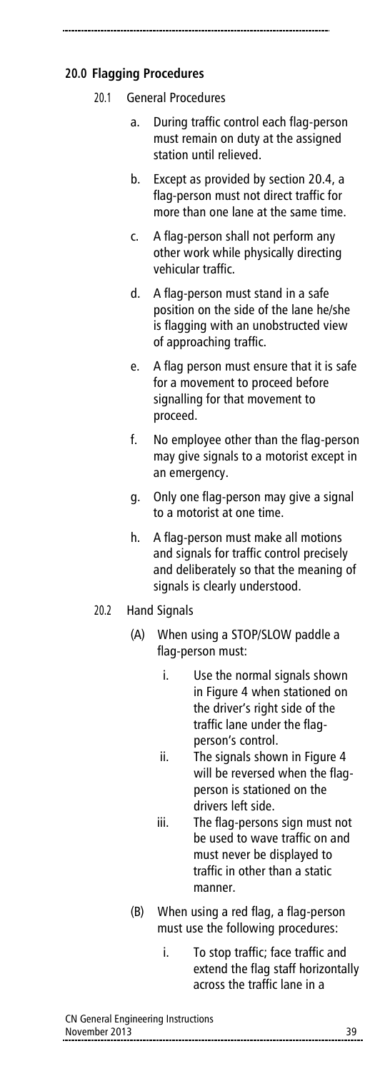## 20.0 Flagging Procedures

20.1 General Procedures

a. During traffic control each flag-person must remain on duty at the assigned station until relieved.

b. Except as provided by section 20.4, a flag-person must not direct traffic for more than one lane at the same time.

c. A flag-person shall not perform any other work while physically directing vehicular traffic.

d. A flag-person must stand in a safe position on the side of the lane he/she is flagging with an unobstructed view of approaching traffic.

e. A flag person must ensure that it is safe for a movement to proceed before signalling for that movement to proceed.

f. No employee other than the flag-person may give signals to a motorist except in an emergency.

g. Only one flag-person may give a signal to a motorist at one time.

h. A flag-person must make all motions and signals for traffic control precisely and deliberately so that the meaning of signals is clearly understood.

20.2 Hand Signals

(A) When using a STOP/SLOW paddle a flag-person must:

i. Use the normal signals shown in Figure 4 when stationed on the driver's right side of the traffic lane under the flag-person's control.

ii. The signals shown in Figure 4 will be reversed when the flag-person is stationed on the drivers left side.

iii. The flag-persons sign must not be used to wave traffic on and must never be displayed to traffic in other than a static manner.

(B) When using a red flag, a flag-person must use the following procedures:

i. To stop traffic; face traffic and extend the flag staff horizontally across the traffic lane in a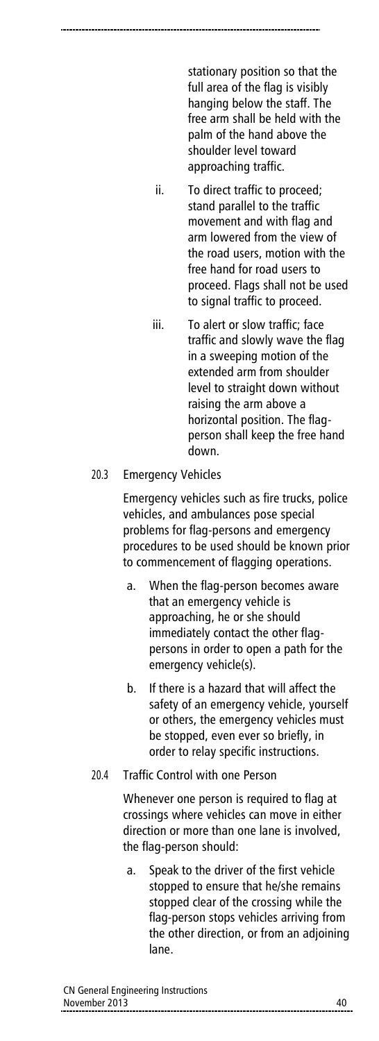stationary position so that the full area of the flag is visibly hanging below the staff. The free arm shall be held with the palm of the hand above the shoulder level toward approaching traffic.

ii. To direct traffic to proceed; stand parallel to the traffic movement and with flag and arm lowered from the view of the road users, motion with the free hand for road users to proceed. Flags shall not be used to signal traffic to proceed.

iii. To alert or slow traffic; face traffic and slowly wave the flag in a sweeping motion of the extended arm from shoulder level to straight down without raising the arm above a horizontal position. The flag-person shall keep the free hand down.

20.3 Emergency Vehicles

Emergency vehicles such as fire trucks, police vehicles, and ambulances pose special problems for flag-persons and emergency procedures to be used should be known prior to commencement of flagging operations.

a. When the flag-person becomes aware that an emergency vehicle is approaching, he or she should immediately contact the other flag-persons in order to open a path for the emergency vehicle(s).

b. If there is a hazard that will affect the safety of an emergency vehicle, yourself or others, the emergency vehicles must be stopped, even ever so briefly, in order to relay specific instructions.

20.4 Traffic Control with one Person

Whenever one person is required to flag at crossings where vehicles can move in either direction or more than one lane is involved, the flag-person should:

a. Speak to the driver of the first vehicle stopped to ensure that he/she remains stopped clear of the crossing while the flag-person stops vehicles arriving from the other direction, or from an adjoining lane.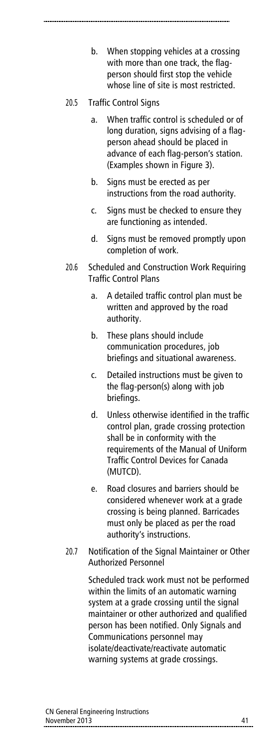b. When stopping vehicles at a crossing with more than one track, the flag-person should first stop the vehicle whose line of site is most restricted.

20.5 Traffic Control Signs

a. When traffic control is scheduled or of long duration, signs advising of a flag-person ahead should be placed in advance of each flag-person's station. (Examples shown in Figure 3).

b. Signs must be erected as per instructions from the road authority.

c. Signs must be checked to ensure they are functioning as intended.

d. Signs must be removed promptly upon completion of work.

20.6 Scheduled and Construction Work Requiring Traffic Control Plans

a. A detailed traffic control plan must be written and approved by the road authority.

b. These plans should include communication procedures, job briefings and situational awareness.

c. Detailed instructions must be given to the flag-person(s) along with job briefings.

d. Unless otherwise identified in the traffic control plan, grade crossing protection shall be in conformity with the requirements of the Manual of Uniform Traffic Control Devices for Canada (MUTCD).

e. Road closures and barriers should be considered whenever work at a grade crossing is being planned. Barricades must only be placed as per the road authority's instructions.

20.7 Notification of the Signal Maintainer or Other Authorized Personnel

Scheduled track work must not be performed within the limits of an automatic warning system at a grade crossing until the signal maintainer or other authorized and qualified person has been notified. Only Signals and Communications personnel may isolate/deactivate/reactivate automatic warning systems at grade crossings.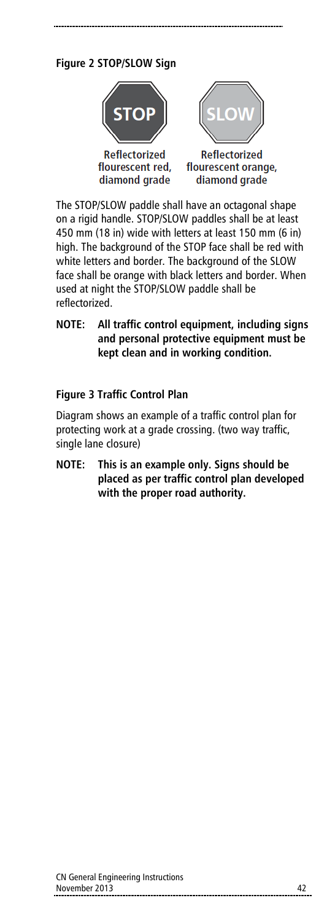**Figure 2 STOP/SLOW Sign**

STOP — Reflectorized flourescent red, diamond grade

SLOW — Reflectorized flourescent orange, diamond grade

The STOP/SLOW paddle shall have an octagonal shape on a rigid handle. STOP/SLOW paddles shall be at least 450 mm (18 in) wide with letters at least 150 mm (6 in) high. The background of the STOP face shall be red with white letters and border. The background of the SLOW face shall be orange with black letters and border. When used at night the STOP/SLOW paddle shall be reflectorized.

**NOTE: All traffic control equipment, including signs and personal protective equipment must be kept clean and in working condition.**

**Figure 3 Traffic Control Plan**

Diagram shows an example of a traffic control plan for protecting work at a grade crossing. (two way traffic, single lane closure)

**NOTE: This is an example only. Signs should be placed as per traffic control plan developed with the proper road authority.**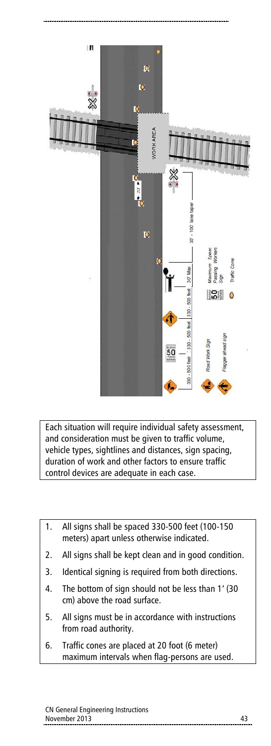Each situation will require individual safety assessment, and consideration must be given to traffic volume, vehicle types, sightlines and distances, sign spacing, duration of work and other factors to ensure traffic control devices are adequate in each case.

1. All signs shall be spaced 330-500 feet (100-150 meters) apart unless otherwise indicated.
2. All signs shall be kept clean and in good condition.
3. Identical signing is required from both directions.
4. The bottom of sign should not be less than 1′ (30 cm) above the road surface.
5. All signs must be in accordance with instructions from road authority.
6. Traffic cones are placed at 20 foot (6 meter) maximum intervals when flag-persons are used.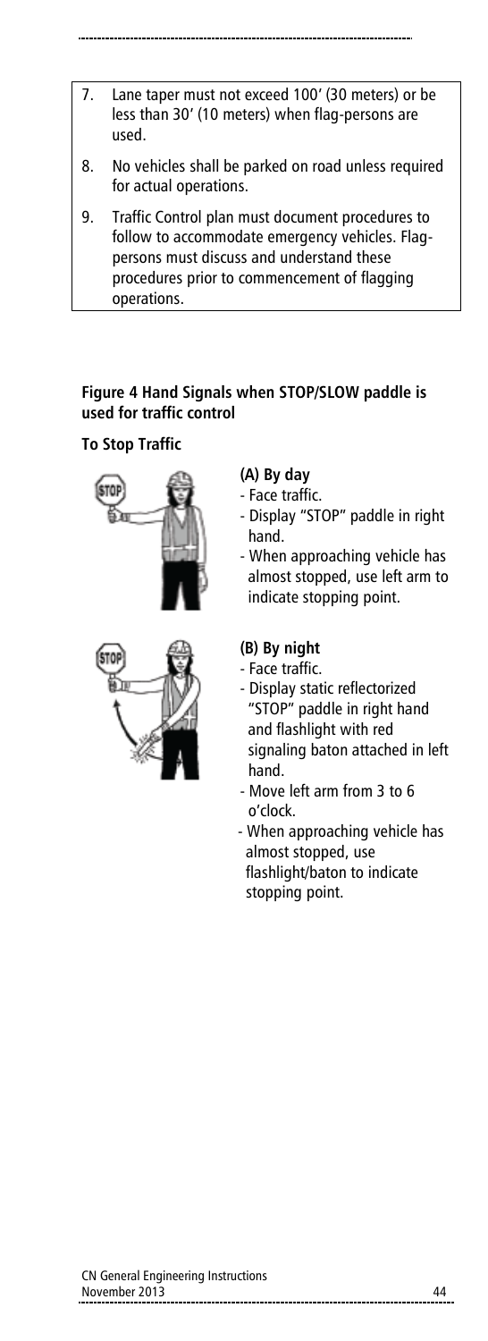7. Lane taper must not exceed 100′ (30 meters) or be less than 30′ (10 meters) when flag-persons are used.
8. No vehicles shall be parked on road unless required for actual operations.
9. Traffic Control plan must document procedures to follow to accommodate emergency vehicles. Flag-persons must discuss and understand these procedures prior to commencement of flagging operations.

**Figure 4 Hand Signals when STOP/SLOW paddle is used for traffic control**

**To Stop Traffic**

**(A) By day**

- Face traffic.
- Display "STOP" paddle in right hand.
- When approaching vehicle has almost stopped, use left arm to indicate stopping point.

**(B) By night**

- Face traffic.
- Display static reflectorized "STOP" paddle in right hand and flashlight with red signaling baton attached in left hand.
- Move left arm from 3 to 6 o'clock.
- When approaching vehicle has almost stopped, use flashlight/baton to indicate stopping point.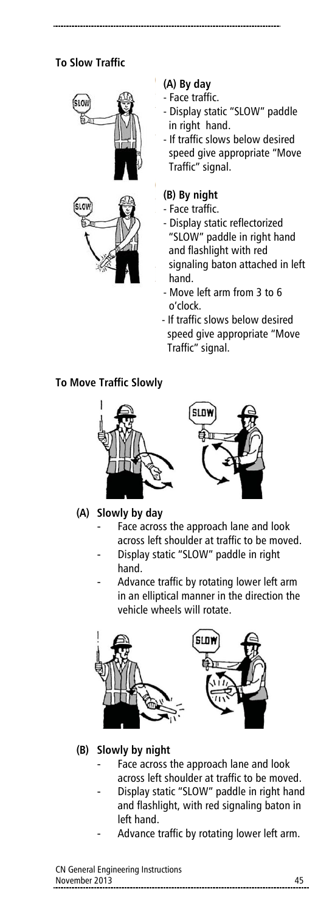**To Slow Traffic**

**(A) By day**

- Face traffic.
- Display static "SLOW" paddle in right hand.
- If traffic slows below desired speed give appropriate "Move Traffic" signal.

**(B) By night**

- Face traffic.
- Display static reflectorized "SLOW" paddle in right hand and flashlight with red signaling baton attached in left hand.
- Move left arm from 3 to 6 o'clock.
- If traffic slows below desired speed give appropriate "Move Traffic" signal.

**To Move Traffic Slowly**

**(A) Slowly by day**

- Face across the approach lane and look across left shoulder at traffic to be moved.
- Display static "SLOW" paddle in right hand.
- Advance traffic by rotating lower left arm in an elliptical manner in the direction the vehicle wheels will rotate.

**(B) Slowly by night**

- Face across the approach lane and look across left shoulder at traffic to be moved.
- Display static "SLOW" paddle in right hand and flashlight, with red signaling baton in left hand.
- Advance traffic by rotating lower left arm.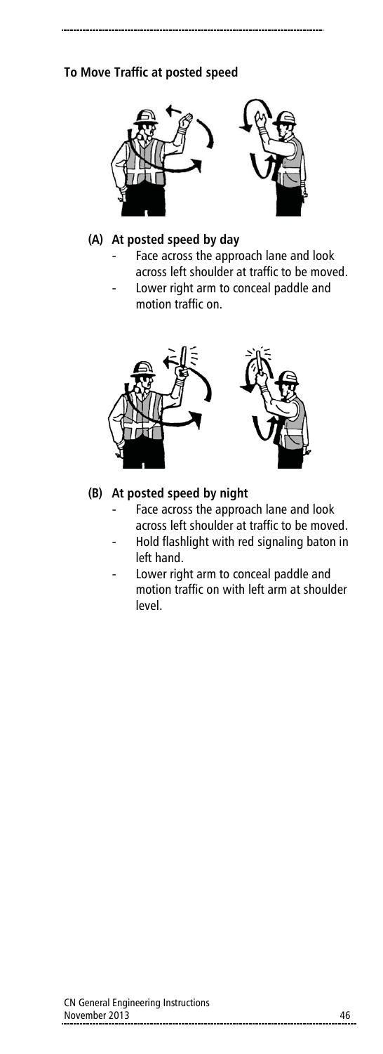**To Move Traffic at posted speed**

**(A) At posted speed by day**

- Face across the approach lane and look across left shoulder at traffic to be moved.
- Lower right arm to conceal paddle and motion traffic on.

**(B) At posted speed by night**

- Face across the approach lane and look across left shoulder at traffic to be moved.
- Hold flashlight with red signaling baton in left hand.
- Lower right arm to conceal paddle and motion traffic on with left arm at shoulder level.